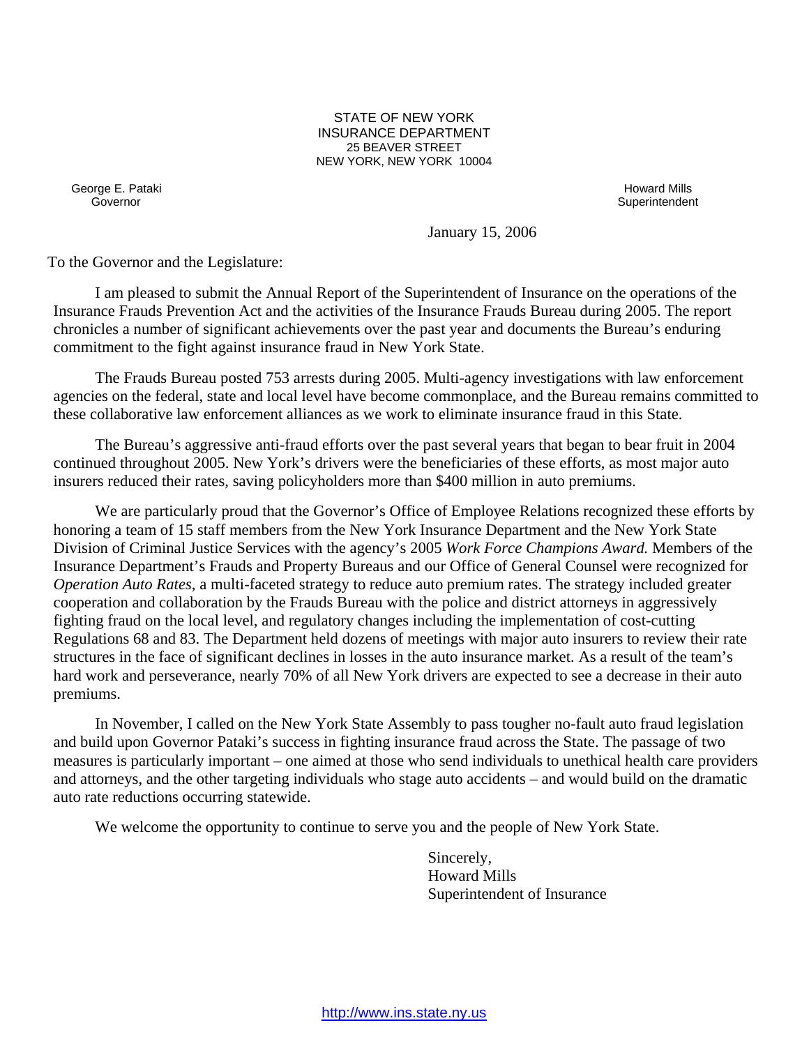STATE OF NEW YORK
INSURANCE DEPARTMENT
25 BEAVER STREET
NEW YORK, NEW YORK 10004

George E. Pataki
Governor

Howard Mills
Superintendent

January 15, 2006

To the Governor and the Legislature:

I am pleased to submit the Annual Report of the Superintendent of Insurance on the operations of the Insurance Frauds Prevention Act and the activities of the Insurance Frauds Bureau during 2005. The report chronicles a number of significant achievements over the past year and documents the Bureau's enduring commitment to the fight against insurance fraud in New York State.

The Frauds Bureau posted 753 arrests during 2005. Multi-agency investigations with law enforcement agencies on the federal, state and local level have become commonplace, and the Bureau remains committed to these collaborative law enforcement alliances as we work to eliminate insurance fraud in this State.

The Bureau's aggressive anti-fraud efforts over the past several years that began to bear fruit in 2004 continued throughout 2005. New York's drivers were the beneficiaries of these efforts, as most major auto insurers reduced their rates, saving policyholders more than $400 million in auto premiums.

We are particularly proud that the Governor's Office of Employee Relations recognized these efforts by honoring a team of 15 staff members from the New York Insurance Department and the New York State Division of Criminal Justice Services with the agency's 2005 *Work Force Champions Award.* Members of the Insurance Department's Frauds and Property Bureaus and our Office of General Counsel were recognized for *Operation Auto Rates,* a multi-faceted strategy to reduce auto premium rates. The strategy included greater cooperation and collaboration by the Frauds Bureau with the police and district attorneys in aggressively fighting fraud on the local level, and regulatory changes including the implementation of cost-cutting Regulations 68 and 83. The Department held dozens of meetings with major auto insurers to review their rate structures in the face of significant declines in losses in the auto insurance market. As a result of the team's hard work and perseverance, nearly 70% of all New York drivers are expected to see a decrease in their auto premiums.

In November, I called on the New York State Assembly to pass tougher no-fault auto fraud legislation and build upon Governor Pataki's success in fighting insurance fraud across the State. The passage of two measures is particularly important – one aimed at those who send individuals to unethical health care providers and attorneys, and the other targeting individuals who stage auto accidents – and would build on the dramatic auto rate reductions occurring statewide.

We welcome the opportunity to continue to serve you and the people of New York State.

Sincerely,
Howard Mills
Superintendent of Insurance

http://www.ins.state.ny.us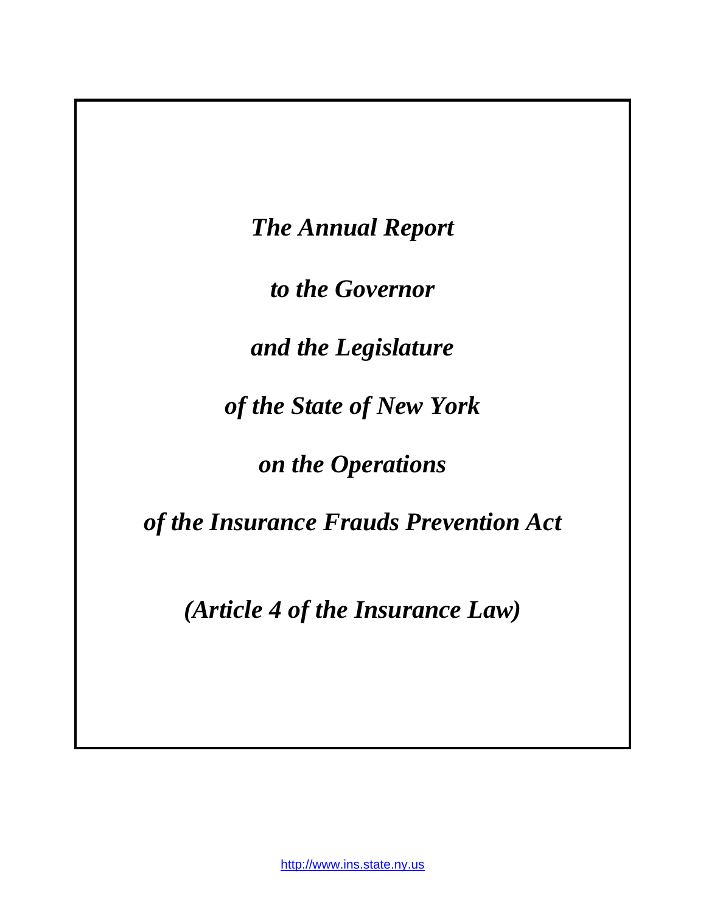*The Annual Report*

*to the Governor*

*and the Legislature*

*of the State of New York*

*on the Operations*

*of the Insurance Frauds Prevention Act*

*(Article 4 of the Insurance Law)*

http://www.ins.state.ny.us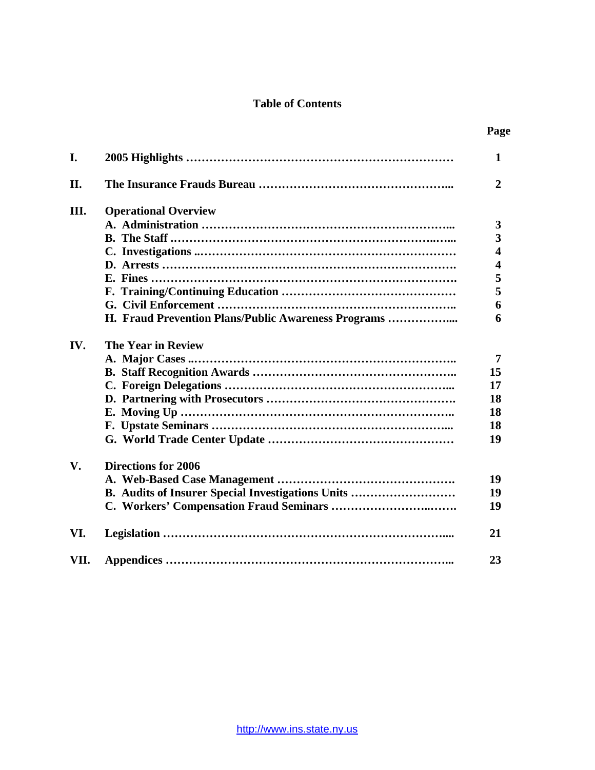# Table of Contents

| | | Page |
|---|---|---|
| **I.** | **2005 Highlights** | **1** |
| **II.** | **The Insurance Frauds Bureau** | **2** |
| **III.** | **Operational Overview** | |
| | **A. Administration** | **3** |
| | **B. The Staff** | **3** |
| | **C. Investigations** | **4** |
| | **D. Arrests** | **4** |
| | **E. Fines** | **5** |
| | **F. Training/Continuing Education** | **5** |
| | **G. Civil Enforcement** | **6** |
| | **H. Fraud Prevention Plans/Public Awareness Programs** | **6** |
| **IV.** | **The Year in Review** | |
| | **A. Major Cases** | **7** |
| | **B. Staff Recognition Awards** | **15** |
| | **C. Foreign Delegations** | **17** |
| | **D. Partnering with Prosecutors** | **18** |
| | **E. Moving Up** | **18** |
| | **F. Upstate Seminars** | **18** |
| | **G. World Trade Center Update** | **19** |
| **V.** | **Directions for 2006** | |
| | **A. Web-Based Case Management** | **19** |
| | **B. Audits of Insurer Special Investigations Units** | **19** |
| | **C. Workers' Compensation Fraud Seminars** | **19** |
| **VI.** | **Legislation** | **21** |
| **VII.** | **Appendices** | **23** |

http://www.ins.state.ny.us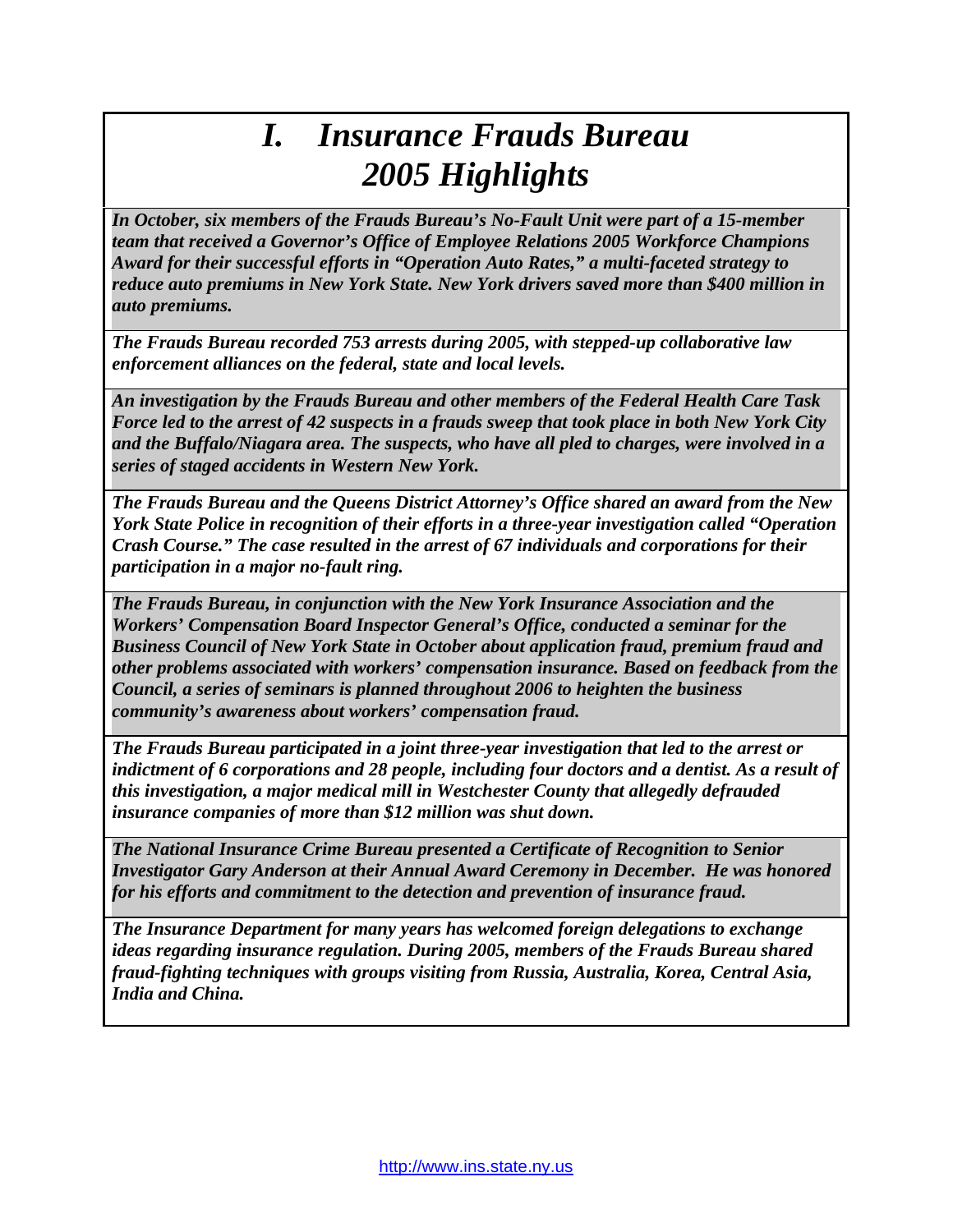# *I. Insurance Frauds Bureau 2005 Highlights*

***In October, six members of the Frauds Bureau's No-Fault Unit were part of a 15-member team that received a Governor's Office of Employee Relations 2005 Workforce Champions Award for their successful efforts in "Operation Auto Rates," a multi-faceted strategy to reduce auto premiums in New York State. New York drivers saved more than $400 million in auto premiums.***

***The Frauds Bureau recorded 753 arrests during 2005, with stepped-up collaborative law enforcement alliances on the federal, state and local levels.***

***An investigation by the Frauds Bureau and other members of the Federal Health Care Task Force led to the arrest of 42 suspects in a frauds sweep that took place in both New York City and the Buffalo/Niagara area. The suspects, who have all pled to charges, were involved in a series of staged accidents in Western New York.***

***The Frauds Bureau and the Queens District Attorney's Office shared an award from the New York State Police in recognition of their efforts in a three-year investigation called "Operation Crash Course." The case resulted in the arrest of 67 individuals and corporations for their participation in a major no-fault ring.***

***The Frauds Bureau, in conjunction with the New York Insurance Association and the Workers' Compensation Board Inspector General's Office, conducted a seminar for the Business Council of New York State in October about application fraud, premium fraud and other problems associated with workers' compensation insurance. Based on feedback from the Council, a series of seminars is planned throughout 2006 to heighten the business community's awareness about workers' compensation fraud.***

***The Frauds Bureau participated in a joint three-year investigation that led to the arrest or indictment of 6 corporations and 28 people, including four doctors and a dentist. As a result of this investigation, a major medical mill in Westchester County that allegedly defrauded insurance companies of more than $12 million was shut down.***

***The National Insurance Crime Bureau presented a Certificate of Recognition to Senior Investigator Gary Anderson at their Annual Award Ceremony in December. He was honored for his efforts and commitment to the detection and prevention of insurance fraud.***

***The Insurance Department for many years has welcomed foreign delegations to exchange ideas regarding insurance regulation. During 2005, members of the Frauds Bureau shared fraud-fighting techniques with groups visiting from Russia, Australia, Korea, Central Asia, India and China.***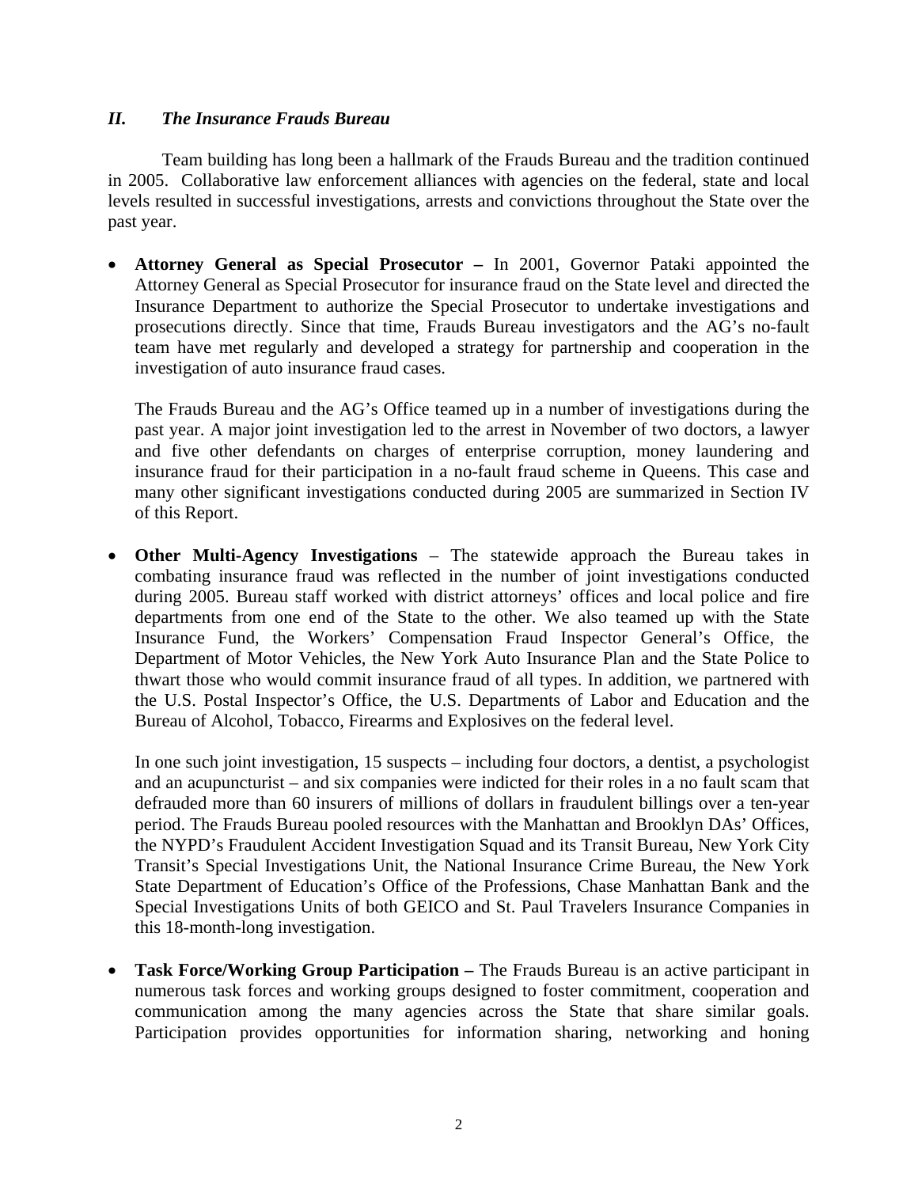## *II. The Insurance Frauds Bureau*

Team building has long been a hallmark of the Frauds Bureau and the tradition continued in 2005. Collaborative law enforcement alliances with agencies on the federal, state and local levels resulted in successful investigations, arrests and convictions throughout the State over the past year.

- **Attorney General as Special Prosecutor –** In 2001, Governor Pataki appointed the Attorney General as Special Prosecutor for insurance fraud on the State level and directed the Insurance Department to authorize the Special Prosecutor to undertake investigations and prosecutions directly. Since that time, Frauds Bureau investigators and the AG's no-fault team have met regularly and developed a strategy for partnership and cooperation in the investigation of auto insurance fraud cases.

  The Frauds Bureau and the AG's Office teamed up in a number of investigations during the past year. A major joint investigation led to the arrest in November of two doctors, a lawyer and five other defendants on charges of enterprise corruption, money laundering and insurance fraud for their participation in a no-fault fraud scheme in Queens. This case and many other significant investigations conducted during 2005 are summarized in Section IV of this Report.

- **Other Multi-Agency Investigations** – The statewide approach the Bureau takes in combating insurance fraud was reflected in the number of joint investigations conducted during 2005. Bureau staff worked with district attorneys' offices and local police and fire departments from one end of the State to the other. We also teamed up with the State Insurance Fund, the Workers' Compensation Fraud Inspector General's Office, the Department of Motor Vehicles, the New York Auto Insurance Plan and the State Police to thwart those who would commit insurance fraud of all types. In addition, we partnered with the U.S. Postal Inspector's Office, the U.S. Departments of Labor and Education and the Bureau of Alcohol, Tobacco, Firearms and Explosives on the federal level.

  In one such joint investigation, 15 suspects – including four doctors, a dentist, a psychologist and an acupuncturist – and six companies were indicted for their roles in a no fault scam that defrauded more than 60 insurers of millions of dollars in fraudulent billings over a ten-year period. The Frauds Bureau pooled resources with the Manhattan and Brooklyn DAs' Offices, the NYPD's Fraudulent Accident Investigation Squad and its Transit Bureau, New York City Transit's Special Investigations Unit, the National Insurance Crime Bureau, the New York State Department of Education's Office of the Professions, Chase Manhattan Bank and the Special Investigations Units of both GEICO and St. Paul Travelers Insurance Companies in this 18-month-long investigation.

- **Task Force/Working Group Participation –** The Frauds Bureau is an active participant in numerous task forces and working groups designed to foster commitment, cooperation and communication among the many agencies across the State that share similar goals. Participation provides opportunities for information sharing, networking and honing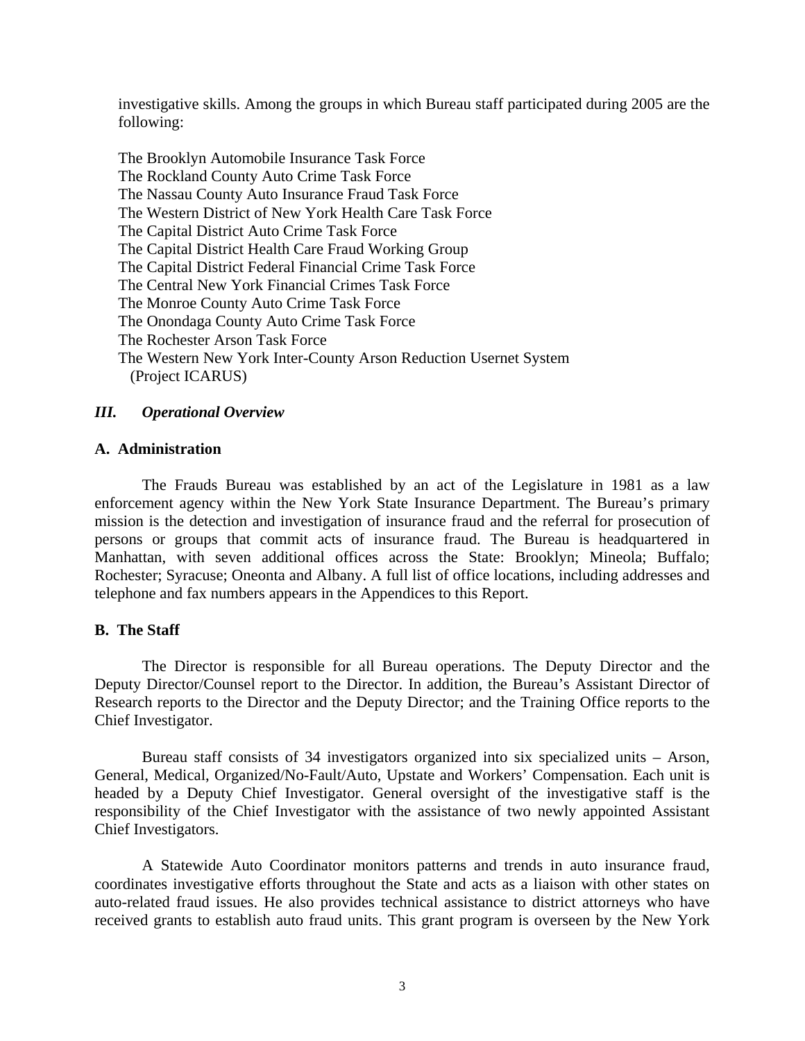investigative skills. Among the groups in which Bureau staff participated during 2005 are the following:

The Brooklyn Automobile Insurance Task Force
The Rockland County Auto Crime Task Force
The Nassau County Auto Insurance Fraud Task Force
The Western District of New York Health Care Task Force
The Capital District Auto Crime Task Force
The Capital District Health Care Fraud Working Group
The Capital District Federal Financial Crime Task Force
The Central New York Financial Crimes Task Force
The Monroe County Auto Crime Task Force
The Onondaga County Auto Crime Task Force
The Rochester Arson Task Force
The Western New York Inter-County Arson Reduction Usernet System (Project ICARUS)

## *III. Operational Overview*

### A. Administration

The Frauds Bureau was established by an act of the Legislature in 1981 as a law enforcement agency within the New York State Insurance Department. The Bureau's primary mission is the detection and investigation of insurance fraud and the referral for prosecution of persons or groups that commit acts of insurance fraud. The Bureau is headquartered in Manhattan, with seven additional offices across the State: Brooklyn; Mineola; Buffalo; Rochester; Syracuse; Oneonta and Albany. A full list of office locations, including addresses and telephone and fax numbers appears in the Appendices to this Report.

### B. The Staff

The Director is responsible for all Bureau operations. The Deputy Director and the Deputy Director/Counsel report to the Director. In addition, the Bureau's Assistant Director of Research reports to the Director and the Deputy Director; and the Training Office reports to the Chief Investigator.

Bureau staff consists of 34 investigators organized into six specialized units – Arson, General, Medical, Organized/No-Fault/Auto, Upstate and Workers' Compensation. Each unit is headed by a Deputy Chief Investigator. General oversight of the investigative staff is the responsibility of the Chief Investigator with the assistance of two newly appointed Assistant Chief Investigators.

A Statewide Auto Coordinator monitors patterns and trends in auto insurance fraud, coordinates investigative efforts throughout the State and acts as a liaison with other states on auto-related fraud issues. He also provides technical assistance to district attorneys who have received grants to establish auto fraud units. This grant program is overseen by the New York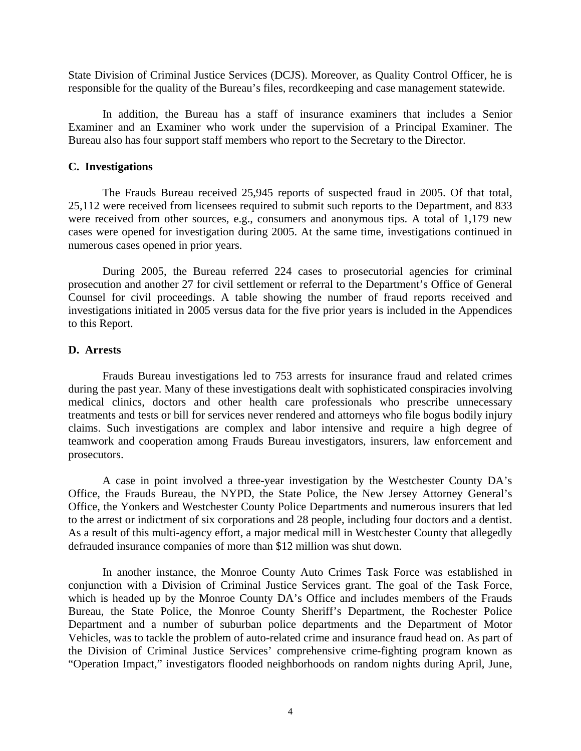State Division of Criminal Justice Services (DCJS). Moreover, as Quality Control Officer, he is responsible for the quality of the Bureau's files, recordkeeping and case management statewide.

In addition, the Bureau has a staff of insurance examiners that includes a Senior Examiner and an Examiner who work under the supervision of a Principal Examiner. The Bureau also has four support staff members who report to the Secretary to the Director.

### C. Investigations

The Frauds Bureau received 25,945 reports of suspected fraud in 2005. Of that total, 25,112 were received from licensees required to submit such reports to the Department, and 833 were received from other sources, e.g., consumers and anonymous tips. A total of 1,179 new cases were opened for investigation during 2005. At the same time, investigations continued in numerous cases opened in prior years.

During 2005, the Bureau referred 224 cases to prosecutorial agencies for criminal prosecution and another 27 for civil settlement or referral to the Department's Office of General Counsel for civil proceedings. A table showing the number of fraud reports received and investigations initiated in 2005 versus data for the five prior years is included in the Appendices to this Report.

### D. Arrests

Frauds Bureau investigations led to 753 arrests for insurance fraud and related crimes during the past year. Many of these investigations dealt with sophisticated conspiracies involving medical clinics, doctors and other health care professionals who prescribe unnecessary treatments and tests or bill for services never rendered and attorneys who file bogus bodily injury claims. Such investigations are complex and labor intensive and require a high degree of teamwork and cooperation among Frauds Bureau investigators, insurers, law enforcement and prosecutors.

A case in point involved a three-year investigation by the Westchester County DA's Office, the Frauds Bureau, the NYPD, the State Police, the New Jersey Attorney General's Office, the Yonkers and Westchester County Police Departments and numerous insurers that led to the arrest or indictment of six corporations and 28 people, including four doctors and a dentist. As a result of this multi-agency effort, a major medical mill in Westchester County that allegedly defrauded insurance companies of more than $12 million was shut down.

In another instance, the Monroe County Auto Crimes Task Force was established in conjunction with a Division of Criminal Justice Services grant. The goal of the Task Force, which is headed up by the Monroe County DA's Office and includes members of the Frauds Bureau, the State Police, the Monroe County Sheriff's Department, the Rochester Police Department and a number of suburban police departments and the Department of Motor Vehicles, was to tackle the problem of auto-related crime and insurance fraud head on. As part of the Division of Criminal Justice Services' comprehensive crime-fighting program known as "Operation Impact," investigators flooded neighborhoods on random nights during April, June,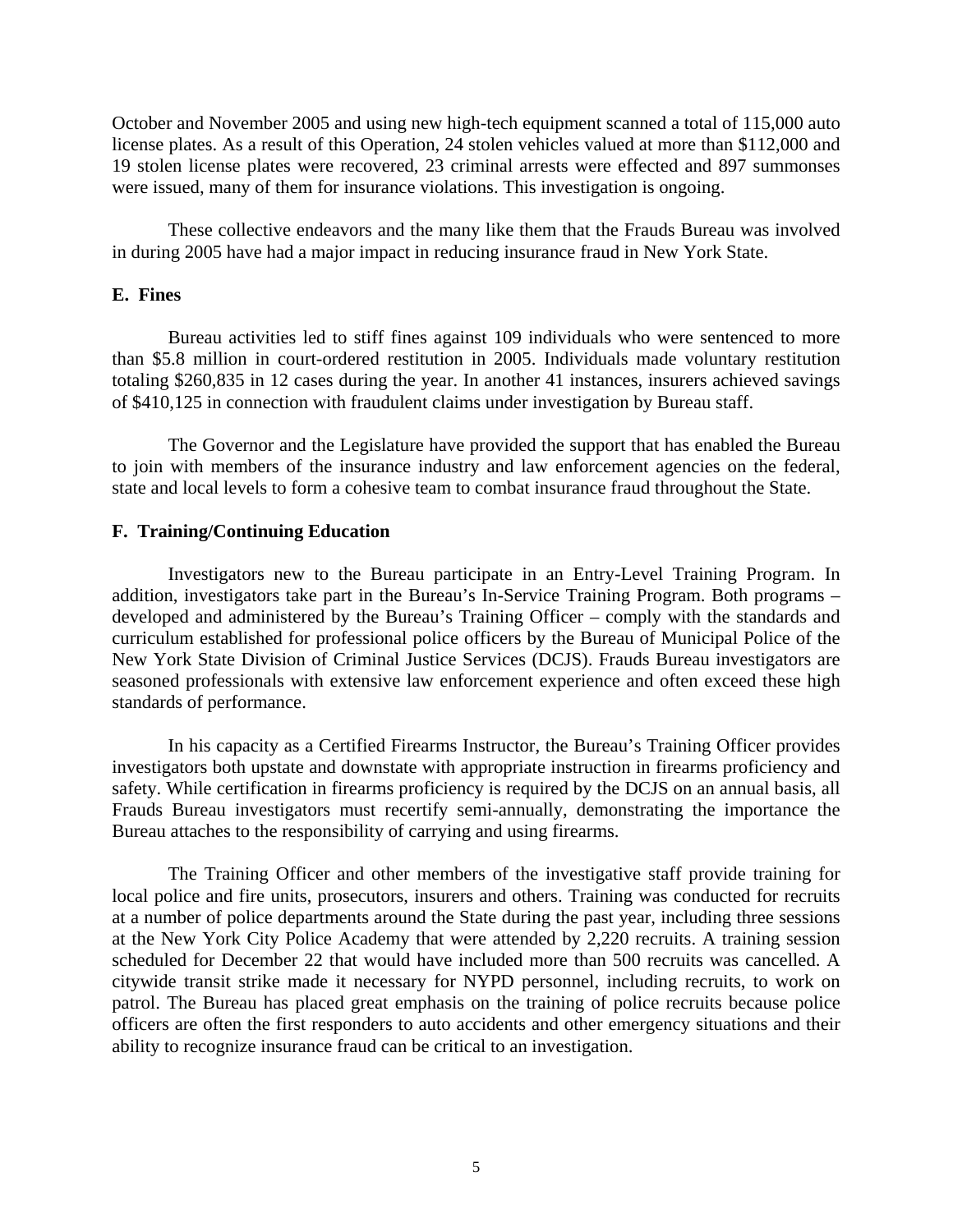October and November 2005 and using new high-tech equipment scanned a total of 115,000 auto license plates. As a result of this Operation, 24 stolen vehicles valued at more than $112,000 and 19 stolen license plates were recovered, 23 criminal arrests were effected and 897 summonses were issued, many of them for insurance violations. This investigation is ongoing.

These collective endeavors and the many like them that the Frauds Bureau was involved in during 2005 have had a major impact in reducing insurance fraud in New York State.

### E. Fines

Bureau activities led to stiff fines against 109 individuals who were sentenced to more than $5.8 million in court-ordered restitution in 2005. Individuals made voluntary restitution totaling $260,835 in 12 cases during the year. In another 41 instances, insurers achieved savings of $410,125 in connection with fraudulent claims under investigation by Bureau staff.

The Governor and the Legislature have provided the support that has enabled the Bureau to join with members of the insurance industry and law enforcement agencies on the federal, state and local levels to form a cohesive team to combat insurance fraud throughout the State.

### F. Training/Continuing Education

Investigators new to the Bureau participate in an Entry-Level Training Program. In addition, investigators take part in the Bureau's In-Service Training Program. Both programs – developed and administered by the Bureau's Training Officer – comply with the standards and curriculum established for professional police officers by the Bureau of Municipal Police of the New York State Division of Criminal Justice Services (DCJS). Frauds Bureau investigators are seasoned professionals with extensive law enforcement experience and often exceed these high standards of performance.

In his capacity as a Certified Firearms Instructor, the Bureau's Training Officer provides investigators both upstate and downstate with appropriate instruction in firearms proficiency and safety. While certification in firearms proficiency is required by the DCJS on an annual basis, all Frauds Bureau investigators must recertify semi-annually, demonstrating the importance the Bureau attaches to the responsibility of carrying and using firearms.

The Training Officer and other members of the investigative staff provide training for local police and fire units, prosecutors, insurers and others. Training was conducted for recruits at a number of police departments around the State during the past year, including three sessions at the New York City Police Academy that were attended by 2,220 recruits. A training session scheduled for December 22 that would have included more than 500 recruits was cancelled. A citywide transit strike made it necessary for NYPD personnel, including recruits, to work on patrol. The Bureau has placed great emphasis on the training of police recruits because police officers are often the first responders to auto accidents and other emergency situations and their ability to recognize insurance fraud can be critical to an investigation.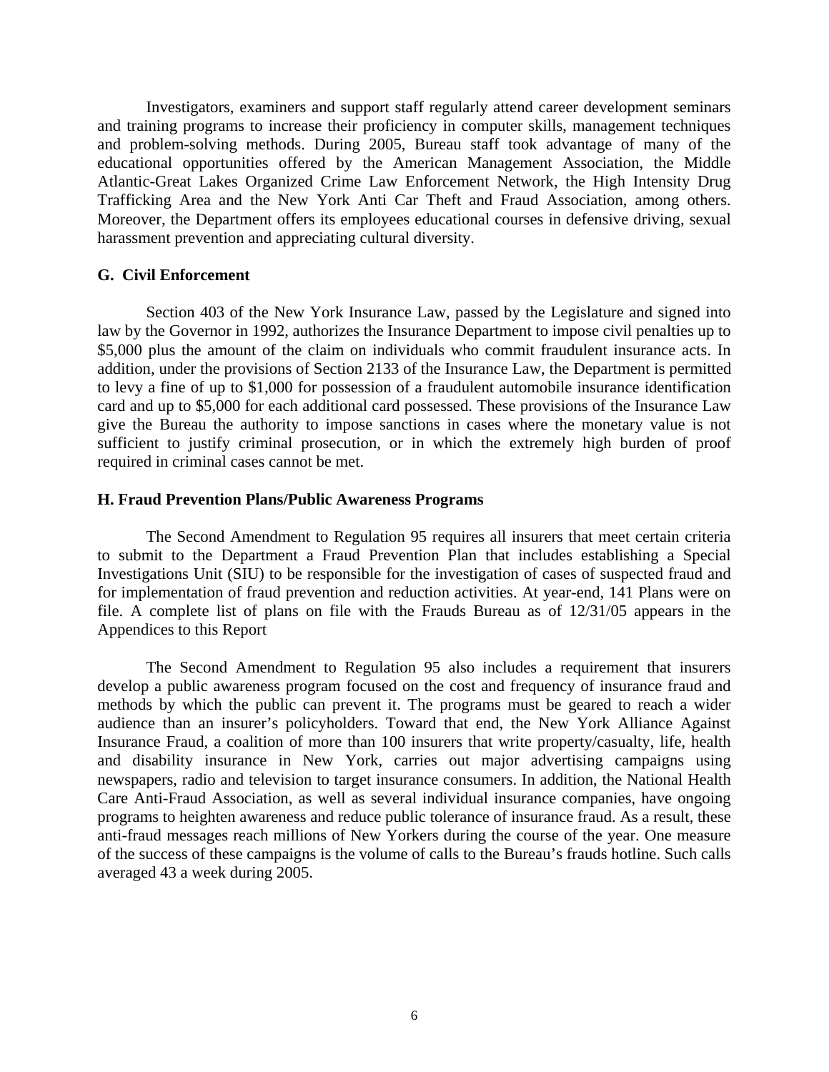Investigators, examiners and support staff regularly attend career development seminars and training programs to increase their proficiency in computer skills, management techniques and problem-solving methods. During 2005, Bureau staff took advantage of many of the educational opportunities offered by the American Management Association, the Middle Atlantic-Great Lakes Organized Crime Law Enforcement Network, the High Intensity Drug Trafficking Area and the New York Anti Car Theft and Fraud Association, among others. Moreover, the Department offers its employees educational courses in defensive driving, sexual harassment prevention and appreciating cultural diversity.

### G. Civil Enforcement

Section 403 of the New York Insurance Law, passed by the Legislature and signed into law by the Governor in 1992, authorizes the Insurance Department to impose civil penalties up to $5,000 plus the amount of the claim on individuals who commit fraudulent insurance acts. In addition, under the provisions of Section 2133 of the Insurance Law, the Department is permitted to levy a fine of up to $1,000 for possession of a fraudulent automobile insurance identification card and up to $5,000 for each additional card possessed. These provisions of the Insurance Law give the Bureau the authority to impose sanctions in cases where the monetary value is not sufficient to justify criminal prosecution, or in which the extremely high burden of proof required in criminal cases cannot be met.

### H. Fraud Prevention Plans/Public Awareness Programs

The Second Amendment to Regulation 95 requires all insurers that meet certain criteria to submit to the Department a Fraud Prevention Plan that includes establishing a Special Investigations Unit (SIU) to be responsible for the investigation of cases of suspected fraud and for implementation of fraud prevention and reduction activities. At year-end, 141 Plans were on file. A complete list of plans on file with the Frauds Bureau as of 12/31/05 appears in the Appendices to this Report

The Second Amendment to Regulation 95 also includes a requirement that insurers develop a public awareness program focused on the cost and frequency of insurance fraud and methods by which the public can prevent it. The programs must be geared to reach a wider audience than an insurer's policyholders. Toward that end, the New York Alliance Against Insurance Fraud, a coalition of more than 100 insurers that write property/casualty, life, health and disability insurance in New York, carries out major advertising campaigns using newspapers, radio and television to target insurance consumers. In addition, the National Health Care Anti-Fraud Association, as well as several individual insurance companies, have ongoing programs to heighten awareness and reduce public tolerance of insurance fraud. As a result, these anti-fraud messages reach millions of New Yorkers during the course of the year. One measure of the success of these campaigns is the volume of calls to the Bureau's frauds hotline. Such calls averaged 43 a week during 2005.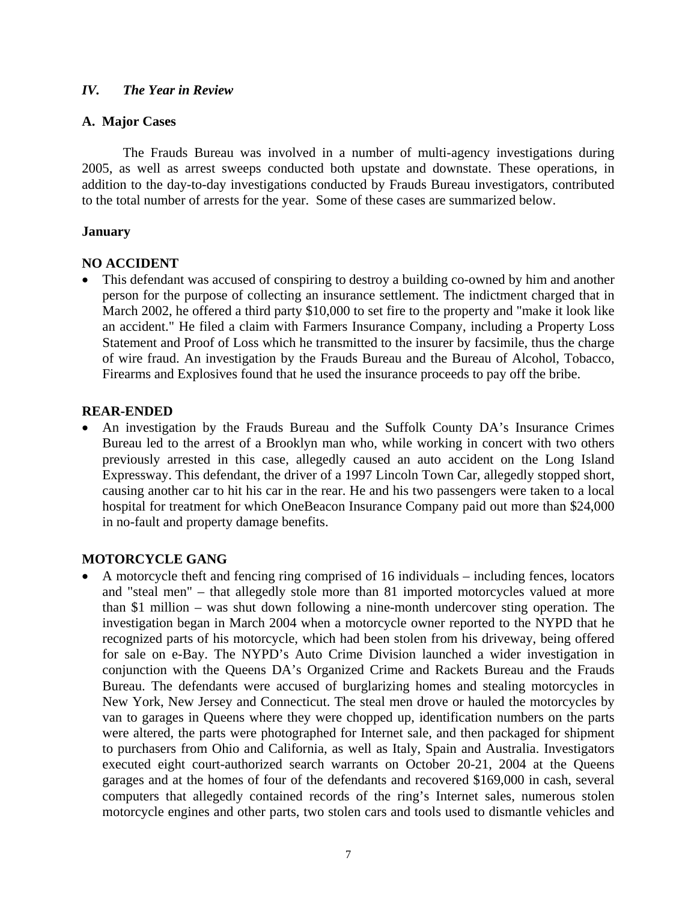## *IV. The Year in Review*

### A. Major Cases

The Frauds Bureau was involved in a number of multi-agency investigations during 2005, as well as arrest sweeps conducted both upstate and downstate. These operations, in addition to the day-to-day investigations conducted by Frauds Bureau investigators, contributed to the total number of arrests for the year. Some of these cases are summarized below.

**January**

**NO ACCIDENT**

- This defendant was accused of conspiring to destroy a building co-owned by him and another person for the purpose of collecting an insurance settlement. The indictment charged that in March 2002, he offered a third party $10,000 to set fire to the property and "make it look like an accident." He filed a claim with Farmers Insurance Company, including a Property Loss Statement and Proof of Loss which he transmitted to the insurer by facsimile, thus the charge of wire fraud. An investigation by the Frauds Bureau and the Bureau of Alcohol, Tobacco, Firearms and Explosives found that he used the insurance proceeds to pay off the bribe.

**REAR-ENDED**

- An investigation by the Frauds Bureau and the Suffolk County DA's Insurance Crimes Bureau led to the arrest of a Brooklyn man who, while working in concert with two others previously arrested in this case, allegedly caused an auto accident on the Long Island Expressway. This defendant, the driver of a 1997 Lincoln Town Car, allegedly stopped short, causing another car to hit his car in the rear. He and his two passengers were taken to a local hospital for treatment for which OneBeacon Insurance Company paid out more than $24,000 in no-fault and property damage benefits.

**MOTORCYCLE GANG**

- A motorcycle theft and fencing ring comprised of 16 individuals – including fences, locators and "steal men" – that allegedly stole more than 81 imported motorcycles valued at more than $1 million – was shut down following a nine-month undercover sting operation. The investigation began in March 2004 when a motorcycle owner reported to the NYPD that he recognized parts of his motorcycle, which had been stolen from his driveway, being offered for sale on e-Bay. The NYPD's Auto Crime Division launched a wider investigation in conjunction with the Queens DA's Organized Crime and Rackets Bureau and the Frauds Bureau. The defendants were accused of burglarizing homes and stealing motorcycles in New York, New Jersey and Connecticut. The steal men drove or hauled the motorcycles by van to garages in Queens where they were chopped up, identification numbers on the parts were altered, the parts were photographed for Internet sale, and then packaged for shipment to purchasers from Ohio and California, as well as Italy, Spain and Australia. Investigators executed eight court-authorized search warrants on October 20-21, 2004 at the Queens garages and at the homes of four of the defendants and recovered $169,000 in cash, several computers that allegedly contained records of the ring's Internet sales, numerous stolen motorcycle engines and other parts, two stolen cars and tools used to dismantle vehicles and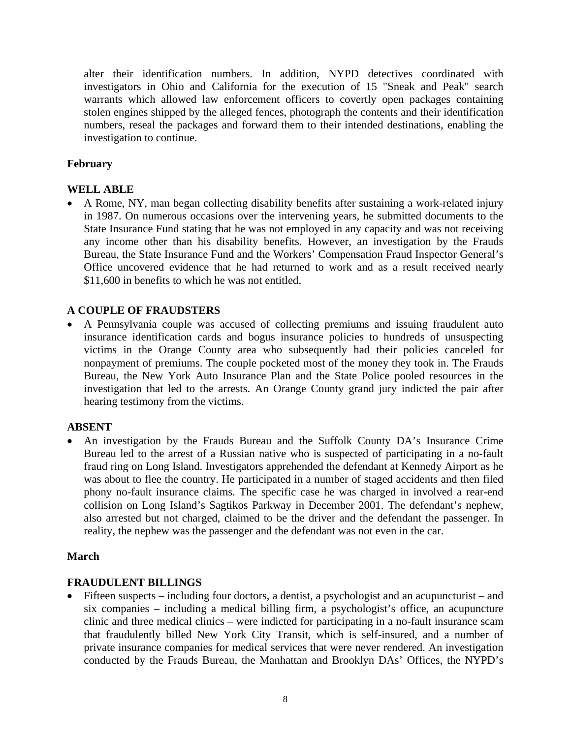alter their identification numbers. In addition, NYPD detectives coordinated with investigators in Ohio and California for the execution of 15 "Sneak and Peak" search warrants which allowed law enforcement officers to covertly open packages containing stolen engines shipped by the alleged fences, photograph the contents and their identification numbers, reseal the packages and forward them to their intended destinations, enabling the investigation to continue.

**February**

**WELL ABLE**

- A Rome, NY, man began collecting disability benefits after sustaining a work-related injury in 1987. On numerous occasions over the intervening years, he submitted documents to the State Insurance Fund stating that he was not employed in any capacity and was not receiving any income other than his disability benefits. However, an investigation by the Frauds Bureau, the State Insurance Fund and the Workers' Compensation Fraud Inspector General's Office uncovered evidence that he had returned to work and as a result received nearly $11,600 in benefits to which he was not entitled.

**A COUPLE OF FRAUDSTERS**

- A Pennsylvania couple was accused of collecting premiums and issuing fraudulent auto insurance identification cards and bogus insurance policies to hundreds of unsuspecting victims in the Orange County area who subsequently had their policies canceled for nonpayment of premiums. The couple pocketed most of the money they took in. The Frauds Bureau, the New York Auto Insurance Plan and the State Police pooled resources in the investigation that led to the arrests. An Orange County grand jury indicted the pair after hearing testimony from the victims.

**ABSENT**

- An investigation by the Frauds Bureau and the Suffolk County DA's Insurance Crime Bureau led to the arrest of a Russian native who is suspected of participating in a no-fault fraud ring on Long Island. Investigators apprehended the defendant at Kennedy Airport as he was about to flee the country. He participated in a number of staged accidents and then filed phony no-fault insurance claims. The specific case he was charged in involved a rear-end collision on Long Island's Sagtikos Parkway in December 2001. The defendant's nephew, also arrested but not charged, claimed to be the driver and the defendant the passenger. In reality, the nephew was the passenger and the defendant was not even in the car.

**March**

**FRAUDULENT BILLINGS**

- Fifteen suspects – including four doctors, a dentist, a psychologist and an acupuncturist – and six companies – including a medical billing firm, a psychologist's office, an acupuncture clinic and three medical clinics – were indicted for participating in a no-fault insurance scam that fraudulently billed New York City Transit, which is self-insured, and a number of private insurance companies for medical services that were never rendered. An investigation conducted by the Frauds Bureau, the Manhattan and Brooklyn DAs' Offices, the NYPD's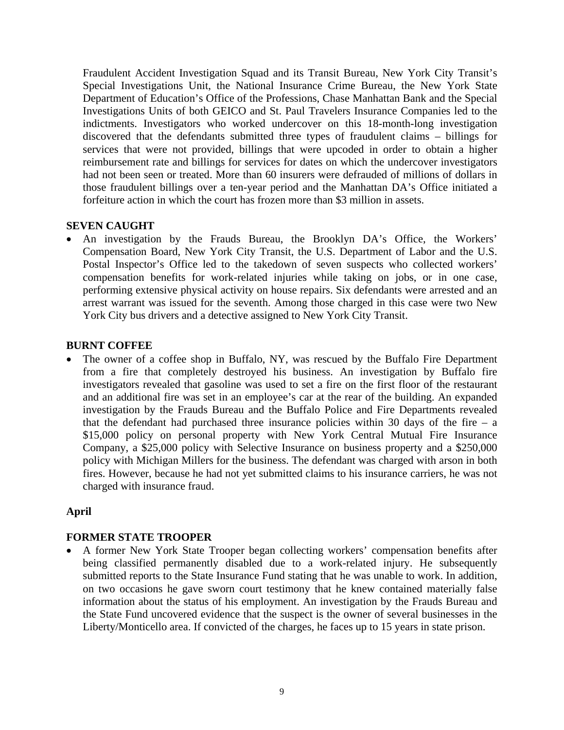Fraudulent Accident Investigation Squad and its Transit Bureau, New York City Transit's Special Investigations Unit, the National Insurance Crime Bureau, the New York State Department of Education's Office of the Professions, Chase Manhattan Bank and the Special Investigations Units of both GEICO and St. Paul Travelers Insurance Companies led to the indictments. Investigators who worked undercover on this 18-month-long investigation discovered that the defendants submitted three types of fraudulent claims – billings for services that were not provided, billings that were upcoded in order to obtain a higher reimbursement rate and billings for services for dates on which the undercover investigators had not been seen or treated. More than 60 insurers were defrauded of millions of dollars in those fraudulent billings over a ten-year period and the Manhattan DA's Office initiated a forfeiture action in which the court has frozen more than $3 million in assets.

**SEVEN CAUGHT**

- An investigation by the Frauds Bureau, the Brooklyn DA's Office, the Workers' Compensation Board, New York City Transit, the U.S. Department of Labor and the U.S. Postal Inspector's Office led to the takedown of seven suspects who collected workers' compensation benefits for work-related injuries while taking on jobs, or in one case, performing extensive physical activity on house repairs. Six defendants were arrested and an arrest warrant was issued for the seventh. Among those charged in this case were two New York City bus drivers and a detective assigned to New York City Transit.

**BURNT COFFEE**

- The owner of a coffee shop in Buffalo, NY, was rescued by the Buffalo Fire Department from a fire that completely destroyed his business. An investigation by Buffalo fire investigators revealed that gasoline was used to set a fire on the first floor of the restaurant and an additional fire was set in an employee's car at the rear of the building. An expanded investigation by the Frauds Bureau and the Buffalo Police and Fire Departments revealed that the defendant had purchased three insurance policies within 30 days of the fire – a $15,000 policy on personal property with New York Central Mutual Fire Insurance Company, a $25,000 policy with Selective Insurance on business property and a $250,000 policy with Michigan Millers for the business. The defendant was charged with arson in both fires. However, because he had not yet submitted claims to his insurance carriers, he was not charged with insurance fraud.

**April**

**FORMER STATE TROOPER**

- A former New York State Trooper began collecting workers' compensation benefits after being classified permanently disabled due to a work-related injury. He subsequently submitted reports to the State Insurance Fund stating that he was unable to work. In addition, on two occasions he gave sworn court testimony that he knew contained materially false information about the status of his employment. An investigation by the Frauds Bureau and the State Fund uncovered evidence that the suspect is the owner of several businesses in the Liberty/Monticello area. If convicted of the charges, he faces up to 15 years in state prison.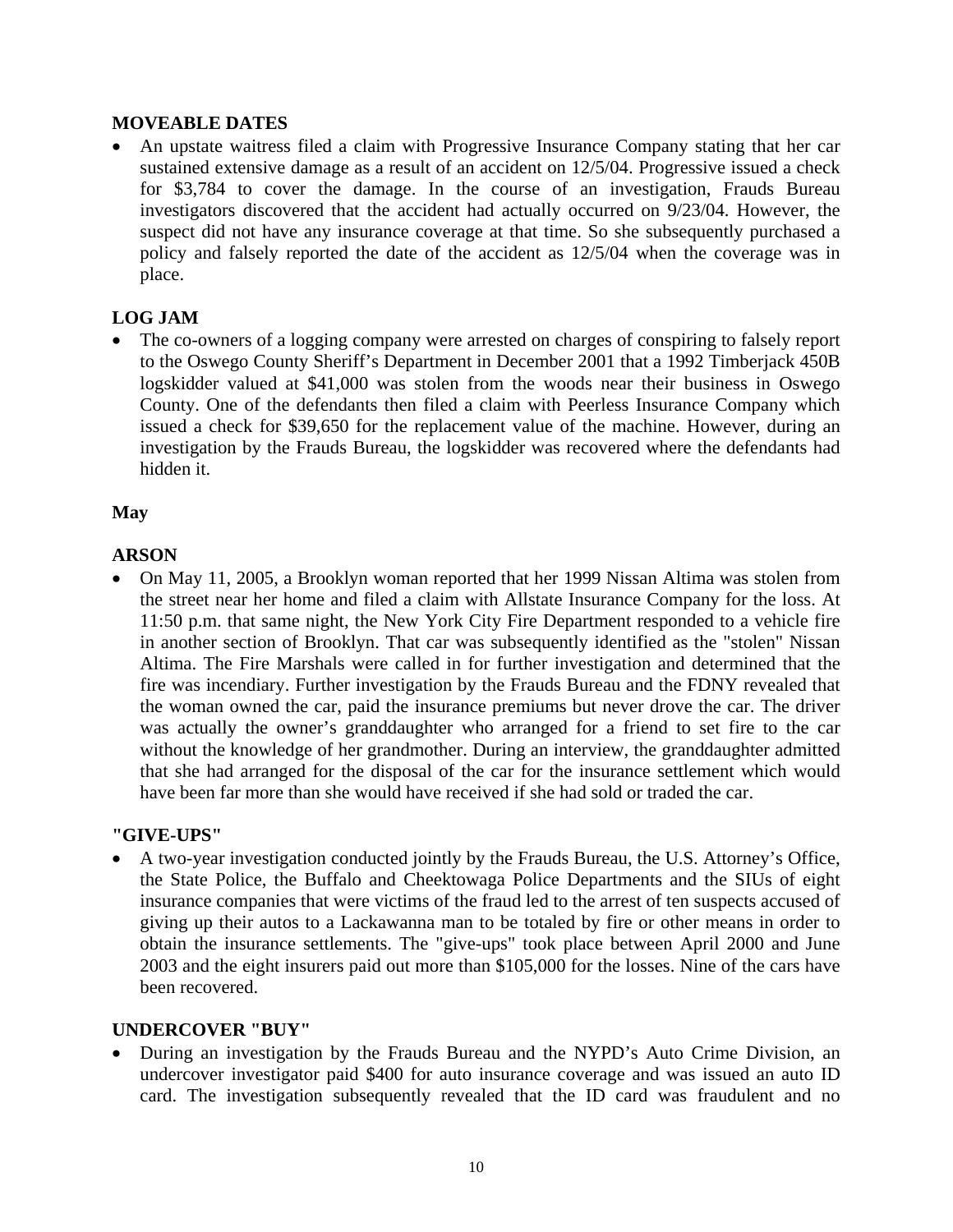**MOVEABLE DATES**

- An upstate waitress filed a claim with Progressive Insurance Company stating that her car sustained extensive damage as a result of an accident on 12/5/04. Progressive issued a check for $3,784 to cover the damage. In the course of an investigation, Frauds Bureau investigators discovered that the accident had actually occurred on 9/23/04. However, the suspect did not have any insurance coverage at that time. So she subsequently purchased a policy and falsely reported the date of the accident as 12/5/04 when the coverage was in place.

**LOG JAM**

- The co-owners of a logging company were arrested on charges of conspiring to falsely report to the Oswego County Sheriff's Department in December 2001 that a 1992 Timberjack 450B logskidder valued at $41,000 was stolen from the woods near their business in Oswego County. One of the defendants then filed a claim with Peerless Insurance Company which issued a check for $39,650 for the replacement value of the machine. However, during an investigation by the Frauds Bureau, the logskidder was recovered where the defendants had hidden it.

**May**

**ARSON**

- On May 11, 2005, a Brooklyn woman reported that her 1999 Nissan Altima was stolen from the street near her home and filed a claim with Allstate Insurance Company for the loss. At 11:50 p.m. that same night, the New York City Fire Department responded to a vehicle fire in another section of Brooklyn. That car was subsequently identified as the "stolen" Nissan Altima. The Fire Marshals were called in for further investigation and determined that the fire was incendiary. Further investigation by the Frauds Bureau and the FDNY revealed that the woman owned the car, paid the insurance premiums but never drove the car. The driver was actually the owner's granddaughter who arranged for a friend to set fire to the car without the knowledge of her grandmother. During an interview, the granddaughter admitted that she had arranged for the disposal of the car for the insurance settlement which would have been far more than she would have received if she had sold or traded the car.

**"GIVE-UPS"**

- A two-year investigation conducted jointly by the Frauds Bureau, the U.S. Attorney's Office, the State Police, the Buffalo and Cheektowaga Police Departments and the SIUs of eight insurance companies that were victims of the fraud led to the arrest of ten suspects accused of giving up their autos to a Lackawanna man to be totaled by fire or other means in order to obtain the insurance settlements. The "give-ups" took place between April 2000 and June 2003 and the eight insurers paid out more than $105,000 for the losses. Nine of the cars have been recovered.

**UNDERCOVER "BUY"**

- During an investigation by the Frauds Bureau and the NYPD's Auto Crime Division, an undercover investigator paid $400 for auto insurance coverage and was issued an auto ID card. The investigation subsequently revealed that the ID card was fraudulent and no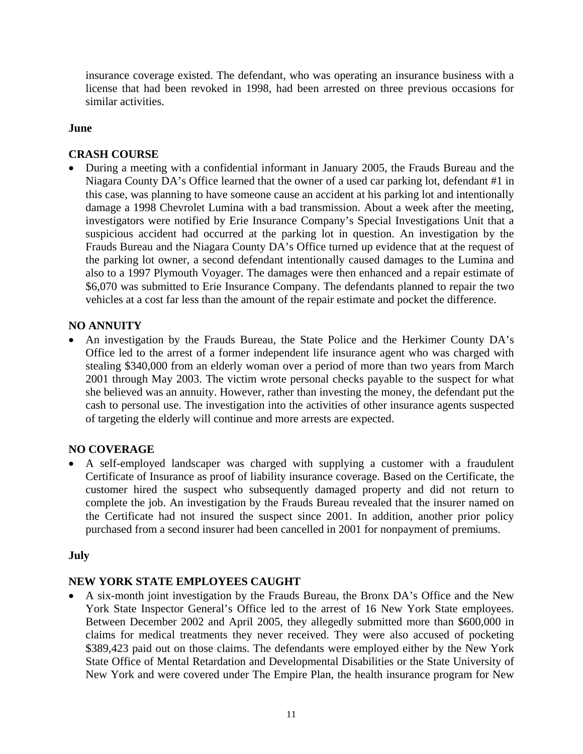insurance coverage existed. The defendant, who was operating an insurance business with a license that had been revoked in 1998, had been arrested on three previous occasions for similar activities.

**June**

**CRASH COURSE**

- During a meeting with a confidential informant in January 2005, the Frauds Bureau and the Niagara County DA's Office learned that the owner of a used car parking lot, defendant #1 in this case, was planning to have someone cause an accident at his parking lot and intentionally damage a 1998 Chevrolet Lumina with a bad transmission. About a week after the meeting, investigators were notified by Erie Insurance Company's Special Investigations Unit that a suspicious accident had occurred at the parking lot in question. An investigation by the Frauds Bureau and the Niagara County DA's Office turned up evidence that at the request of the parking lot owner, a second defendant intentionally caused damages to the Lumina and also to a 1997 Plymouth Voyager. The damages were then enhanced and a repair estimate of $6,070 was submitted to Erie Insurance Company. The defendants planned to repair the two vehicles at a cost far less than the amount of the repair estimate and pocket the difference.

**NO ANNUITY**

- An investigation by the Frauds Bureau, the State Police and the Herkimer County DA's Office led to the arrest of a former independent life insurance agent who was charged with stealing $340,000 from an elderly woman over a period of more than two years from March 2001 through May 2003. The victim wrote personal checks payable to the suspect for what she believed was an annuity. However, rather than investing the money, the defendant put the cash to personal use. The investigation into the activities of other insurance agents suspected of targeting the elderly will continue and more arrests are expected.

**NO COVERAGE**

- A self-employed landscaper was charged with supplying a customer with a fraudulent Certificate of Insurance as proof of liability insurance coverage. Based on the Certificate, the customer hired the suspect who subsequently damaged property and did not return to complete the job. An investigation by the Frauds Bureau revealed that the insurer named on the Certificate had not insured the suspect since 2001. In addition, another prior policy purchased from a second insurer had been cancelled in 2001 for nonpayment of premiums.

**July**

**NEW YORK STATE EMPLOYEES CAUGHT**

- A six-month joint investigation by the Frauds Bureau, the Bronx DA's Office and the New York State Inspector General's Office led to the arrest of 16 New York State employees. Between December 2002 and April 2005, they allegedly submitted more than $600,000 in claims for medical treatments they never received. They were also accused of pocketing $389,423 paid out on those claims. The defendants were employed either by the New York State Office of Mental Retardation and Developmental Disabilities or the State University of New York and were covered under The Empire Plan, the health insurance program for New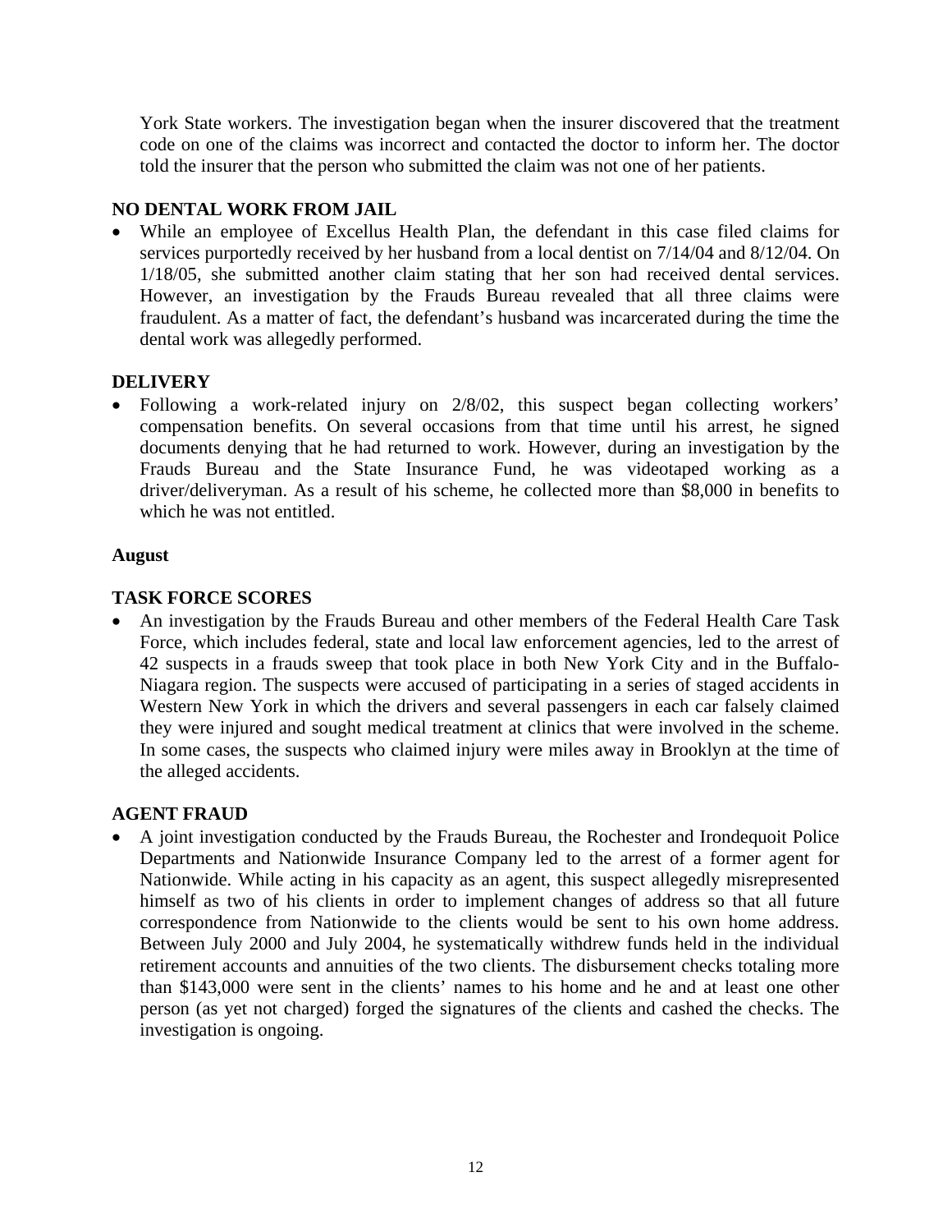York State workers. The investigation began when the insurer discovered that the treatment code on one of the claims was incorrect and contacted the doctor to inform her. The doctor told the insurer that the person who submitted the claim was not one of her patients.

**NO DENTAL WORK FROM JAIL**

- While an employee of Excellus Health Plan, the defendant in this case filed claims for services purportedly received by her husband from a local dentist on 7/14/04 and 8/12/04. On 1/18/05, she submitted another claim stating that her son had received dental services. However, an investigation by the Frauds Bureau revealed that all three claims were fraudulent. As a matter of fact, the defendant's husband was incarcerated during the time the dental work was allegedly performed.

**DELIVERY**

- Following a work-related injury on 2/8/02, this suspect began collecting workers' compensation benefits. On several occasions from that time until his arrest, he signed documents denying that he had returned to work. However, during an investigation by the Frauds Bureau and the State Insurance Fund, he was videotaped working as a driver/deliveryman. As a result of his scheme, he collected more than $8,000 in benefits to which he was not entitled.

**August**

**TASK FORCE SCORES**

- An investigation by the Frauds Bureau and other members of the Federal Health Care Task Force, which includes federal, state and local law enforcement agencies, led to the arrest of 42 suspects in a frauds sweep that took place in both New York City and in the Buffalo-Niagara region. The suspects were accused of participating in a series of staged accidents in Western New York in which the drivers and several passengers in each car falsely claimed they were injured and sought medical treatment at clinics that were involved in the scheme. In some cases, the suspects who claimed injury were miles away in Brooklyn at the time of the alleged accidents.

**AGENT FRAUD**

- A joint investigation conducted by the Frauds Bureau, the Rochester and Irondequoit Police Departments and Nationwide Insurance Company led to the arrest of a former agent for Nationwide. While acting in his capacity as an agent, this suspect allegedly misrepresented himself as two of his clients in order to implement changes of address so that all future correspondence from Nationwide to the clients would be sent to his own home address. Between July 2000 and July 2004, he systematically withdrew funds held in the individual retirement accounts and annuities of the two clients. The disbursement checks totaling more than $143,000 were sent in the clients' names to his home and he and at least one other person (as yet not charged) forged the signatures of the clients and cashed the checks. The investigation is ongoing.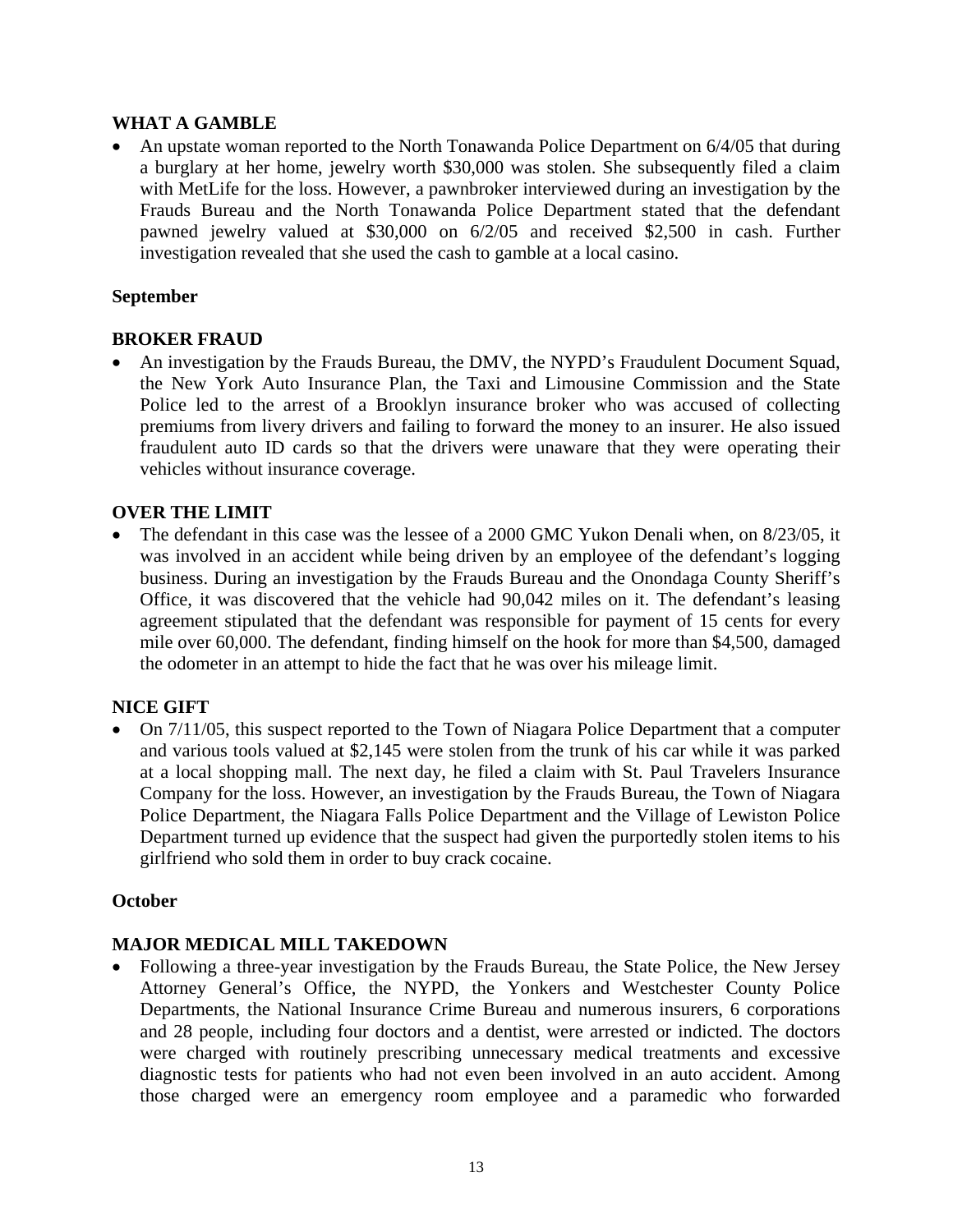**WHAT A GAMBLE**

- An upstate woman reported to the North Tonawanda Police Department on 6/4/05 that during a burglary at her home, jewelry worth $30,000 was stolen. She subsequently filed a claim with MetLife for the loss. However, a pawnbroker interviewed during an investigation by the Frauds Bureau and the North Tonawanda Police Department stated that the defendant pawned jewelry valued at $30,000 on 6/2/05 and received $2,500 in cash. Further investigation revealed that she used the cash to gamble at a local casino.

**September**

**BROKER FRAUD**

- An investigation by the Frauds Bureau, the DMV, the NYPD's Fraudulent Document Squad, the New York Auto Insurance Plan, the Taxi and Limousine Commission and the State Police led to the arrest of a Brooklyn insurance broker who was accused of collecting premiums from livery drivers and failing to forward the money to an insurer. He also issued fraudulent auto ID cards so that the drivers were unaware that they were operating their vehicles without insurance coverage.

**OVER THE LIMIT**

- The defendant in this case was the lessee of a 2000 GMC Yukon Denali when, on 8/23/05, it was involved in an accident while being driven by an employee of the defendant's logging business. During an investigation by the Frauds Bureau and the Onondaga County Sheriff's Office, it was discovered that the vehicle had 90,042 miles on it. The defendant's leasing agreement stipulated that the defendant was responsible for payment of 15 cents for every mile over 60,000. The defendant, finding himself on the hook for more than $4,500, damaged the odometer in an attempt to hide the fact that he was over his mileage limit.

**NICE GIFT**

- On 7/11/05, this suspect reported to the Town of Niagara Police Department that a computer and various tools valued at $2,145 were stolen from the trunk of his car while it was parked at a local shopping mall. The next day, he filed a claim with St. Paul Travelers Insurance Company for the loss. However, an investigation by the Frauds Bureau, the Town of Niagara Police Department, the Niagara Falls Police Department and the Village of Lewiston Police Department turned up evidence that the suspect had given the purportedly stolen items to his girlfriend who sold them in order to buy crack cocaine.

**October**

**MAJOR MEDICAL MILL TAKEDOWN**

- Following a three-year investigation by the Frauds Bureau, the State Police, the New Jersey Attorney General's Office, the NYPD, the Yonkers and Westchester County Police Departments, the National Insurance Crime Bureau and numerous insurers, 6 corporations and 28 people, including four doctors and a dentist, were arrested or indicted. The doctors were charged with routinely prescribing unnecessary medical treatments and excessive diagnostic tests for patients who had not even been involved in an auto accident. Among those charged were an emergency room employee and a paramedic who forwarded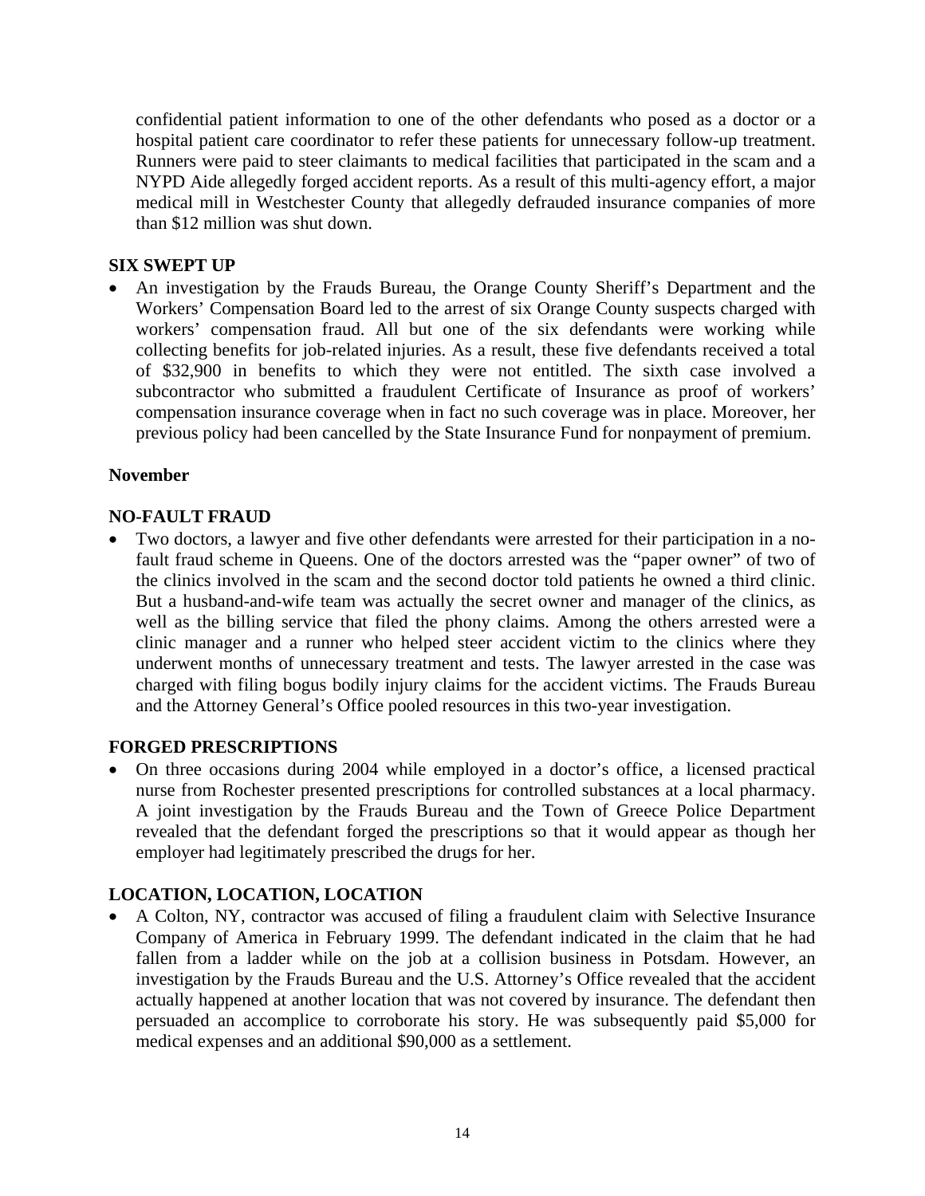confidential patient information to one of the other defendants who posed as a doctor or a hospital patient care coordinator to refer these patients for unnecessary follow-up treatment. Runners were paid to steer claimants to medical facilities that participated in the scam and a NYPD Aide allegedly forged accident reports. As a result of this multi-agency effort, a major medical mill in Westchester County that allegedly defrauded insurance companies of more than $12 million was shut down.

**SIX SWEPT UP**

- An investigation by the Frauds Bureau, the Orange County Sheriff's Department and the Workers' Compensation Board led to the arrest of six Orange County suspects charged with workers' compensation fraud. All but one of the six defendants were working while collecting benefits for job-related injuries. As a result, these five defendants received a total of $32,900 in benefits to which they were not entitled. The sixth case involved a subcontractor who submitted a fraudulent Certificate of Insurance as proof of workers' compensation insurance coverage when in fact no such coverage was in place. Moreover, her previous policy had been cancelled by the State Insurance Fund for nonpayment of premium.

**November**

**NO-FAULT FRAUD**

- Two doctors, a lawyer and five other defendants were arrested for their participation in a no-fault fraud scheme in Queens. One of the doctors arrested was the "paper owner" of two of the clinics involved in the scam and the second doctor told patients he owned a third clinic. But a husband-and-wife team was actually the secret owner and manager of the clinics, as well as the billing service that filed the phony claims. Among the others arrested were a clinic manager and a runner who helped steer accident victim to the clinics where they underwent months of unnecessary treatment and tests. The lawyer arrested in the case was charged with filing bogus bodily injury claims for the accident victims. The Frauds Bureau and the Attorney General's Office pooled resources in this two-year investigation.

**FORGED PRESCRIPTIONS**

- On three occasions during 2004 while employed in a doctor's office, a licensed practical nurse from Rochester presented prescriptions for controlled substances at a local pharmacy. A joint investigation by the Frauds Bureau and the Town of Greece Police Department revealed that the defendant forged the prescriptions so that it would appear as though her employer had legitimately prescribed the drugs for her.

**LOCATION, LOCATION, LOCATION**

- A Colton, NY, contractor was accused of filing a fraudulent claim with Selective Insurance Company of America in February 1999. The defendant indicated in the claim that he had fallen from a ladder while on the job at a collision business in Potsdam. However, an investigation by the Frauds Bureau and the U.S. Attorney's Office revealed that the accident actually happened at another location that was not covered by insurance. The defendant then persuaded an accomplice to corroborate his story. He was subsequently paid $5,000 for medical expenses and an additional $90,000 as a settlement.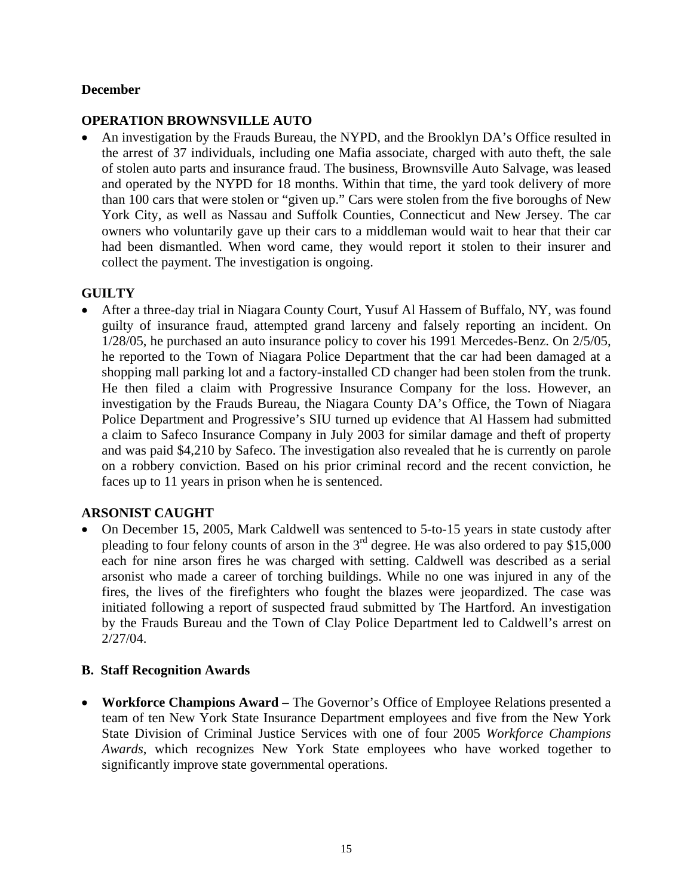**December**

**OPERATION BROWNSVILLE AUTO**

- An investigation by the Frauds Bureau, the NYPD, and the Brooklyn DA's Office resulted in the arrest of 37 individuals, including one Mafia associate, charged with auto theft, the sale of stolen auto parts and insurance fraud. The business, Brownsville Auto Salvage, was leased and operated by the NYPD for 18 months. Within that time, the yard took delivery of more than 100 cars that were stolen or "given up." Cars were stolen from the five boroughs of New York City, as well as Nassau and Suffolk Counties, Connecticut and New Jersey. The car owners who voluntarily gave up their cars to a middleman would wait to hear that their car had been dismantled. When word came, they would report it stolen to their insurer and collect the payment. The investigation is ongoing.

**GUILTY**

- After a three-day trial in Niagara County Court, Yusuf Al Hassem of Buffalo, NY, was found guilty of insurance fraud, attempted grand larceny and falsely reporting an incident. On 1/28/05, he purchased an auto insurance policy to cover his 1991 Mercedes-Benz. On 2/5/05, he reported to the Town of Niagara Police Department that the car had been damaged at a shopping mall parking lot and a factory-installed CD changer had been stolen from the trunk. He then filed a claim with Progressive Insurance Company for the loss. However, an investigation by the Frauds Bureau, the Niagara County DA's Office, the Town of Niagara Police Department and Progressive's SIU turned up evidence that Al Hassem had submitted a claim to Safeco Insurance Company in July 2003 for similar damage and theft of property and was paid $4,210 by Safeco. The investigation also revealed that he is currently on parole on a robbery conviction. Based on his prior criminal record and the recent conviction, he faces up to 11 years in prison when he is sentenced.

**ARSONIST CAUGHT**

- On December 15, 2005, Mark Caldwell was sentenced to 5-to-15 years in state custody after pleading to four felony counts of arson in the 3rd degree. He was also ordered to pay $15,000 each for nine arson fires he was charged with setting. Caldwell was described as a serial arsonist who made a career of torching buildings. While no one was injured in any of the fires, the lives of the firefighters who fought the blazes were jeopardized. The case was initiated following a report of suspected fraud submitted by The Hartford. An investigation by the Frauds Bureau and the Town of Clay Police Department led to Caldwell's arrest on 2/27/04.

**B. Staff Recognition Awards**

- **Workforce Champions Award –** The Governor's Office of Employee Relations presented a team of ten New York State Insurance Department employees and five from the New York State Division of Criminal Justice Services with one of four 2005 *Workforce Champions Awards*, which recognizes New York State employees who have worked together to significantly improve state governmental operations.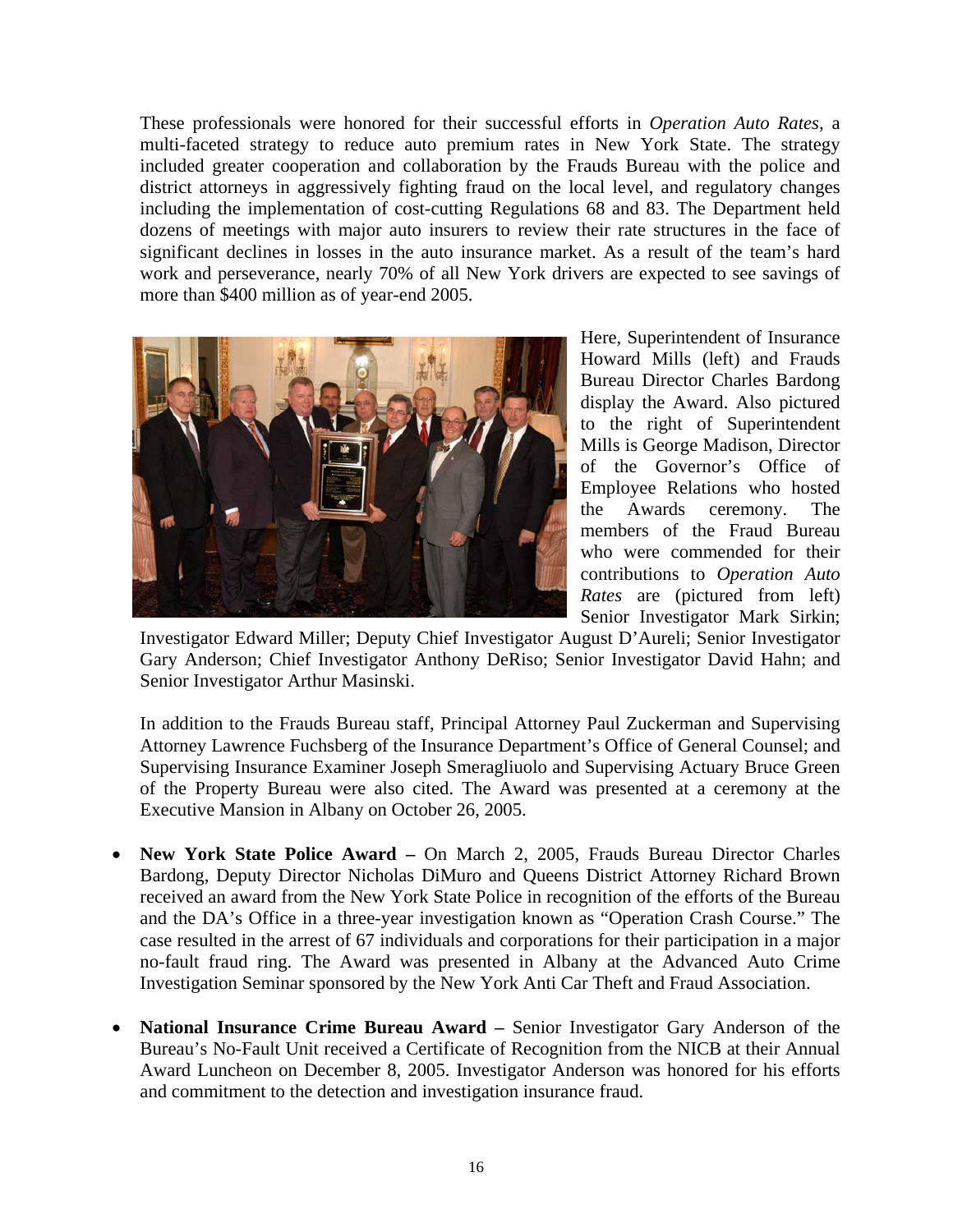These professionals were honored for their successful efforts in *Operation Auto Rates*, a multi-faceted strategy to reduce auto premium rates in New York State. The strategy included greater cooperation and collaboration by the Frauds Bureau with the police and district attorneys in aggressively fighting fraud on the local level, and regulatory changes including the implementation of cost-cutting Regulations 68 and 83. The Department held dozens of meetings with major auto insurers to review their rate structures in the face of significant declines in losses in the auto insurance market. As a result of the team's hard work and perseverance, nearly 70% of all New York drivers are expected to see savings of more than $400 million as of year-end 2005.

Here, Superintendent of Insurance Howard Mills (left) and Frauds Bureau Director Charles Bardong display the Award. Also pictured to the right of Superintendent Mills is George Madison, Director of the Governor's Office of Employee Relations who hosted the Awards ceremony. The members of the Fraud Bureau who were commended for their contributions to *Operation Auto Rates* are (pictured from left) Senior Investigator Mark Sirkin; Investigator Edward Miller; Deputy Chief Investigator August D'Aureli; Senior Investigator Gary Anderson; Chief Investigator Anthony DeRiso; Senior Investigator David Hahn; and Senior Investigator Arthur Masinski.

In addition to the Frauds Bureau staff, Principal Attorney Paul Zuckerman and Supervising Attorney Lawrence Fuchsberg of the Insurance Department's Office of General Counsel; and Supervising Insurance Examiner Joseph Smeragliuolo and Supervising Actuary Bruce Green of the Property Bureau were also cited. The Award was presented at a ceremony at the Executive Mansion in Albany on October 26, 2005.

- **New York State Police Award –** On March 2, 2005, Frauds Bureau Director Charles Bardong, Deputy Director Nicholas DiMuro and Queens District Attorney Richard Brown received an award from the New York State Police in recognition of the efforts of the Bureau and the DA's Office in a three-year investigation known as "Operation Crash Course." The case resulted in the arrest of 67 individuals and corporations for their participation in a major no-fault fraud ring. The Award was presented in Albany at the Advanced Auto Crime Investigation Seminar sponsored by the New York Anti Car Theft and Fraud Association.

- **National Insurance Crime Bureau Award –** Senior Investigator Gary Anderson of the Bureau's No-Fault Unit received a Certificate of Recognition from the NICB at their Annual Award Luncheon on December 8, 2005. Investigator Anderson was honored for his efforts and commitment to the detection and investigation insurance fraud.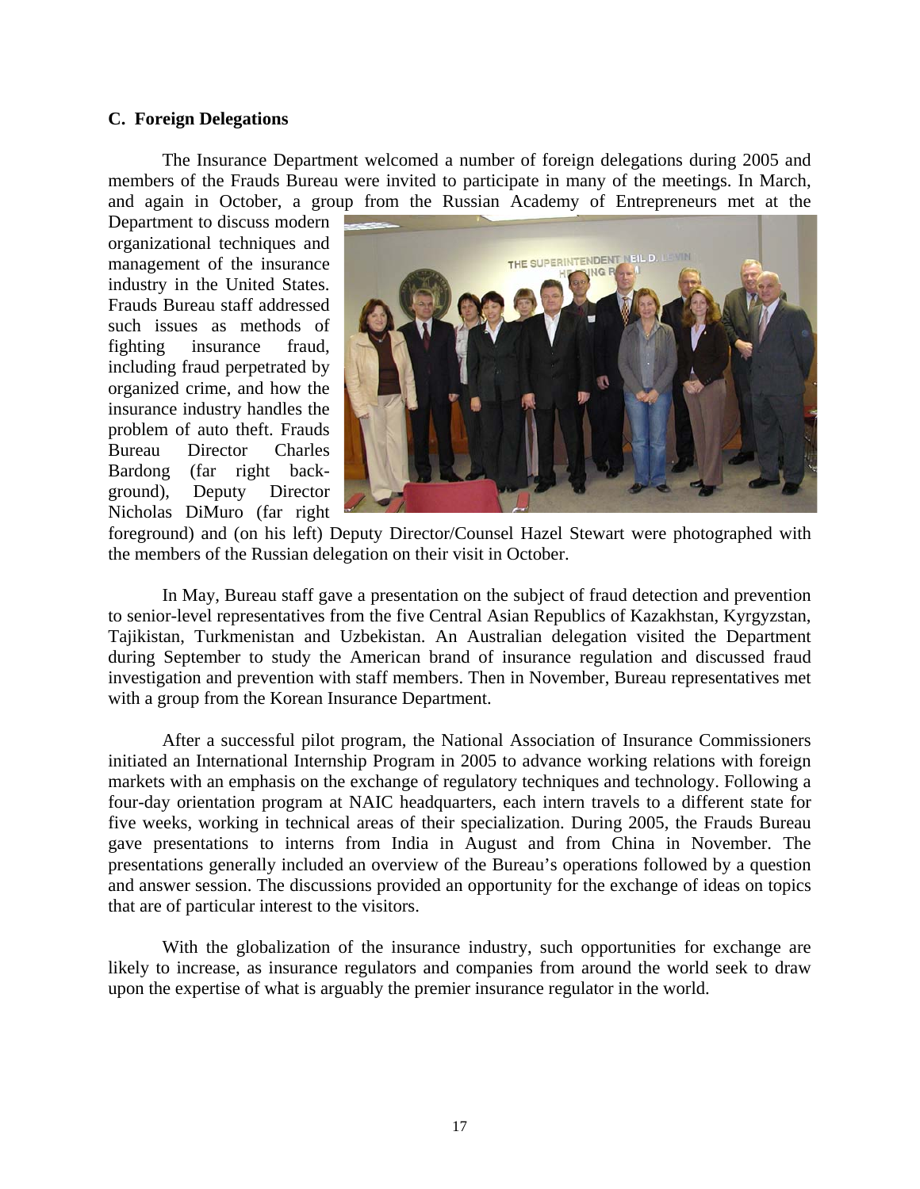### C. Foreign Delegations

The Insurance Department welcomed a number of foreign delegations during 2005 and members of the Frauds Bureau were invited to participate in many of the meetings. In March, and again in October, a group from the Russian Academy of Entrepreneurs met at the Department to discuss modern organizational techniques and management of the insurance industry in the United States. Frauds Bureau staff addressed such issues as methods of fighting insurance fraud, including fraud perpetrated by organized crime, and how the insurance industry handles the problem of auto theft. Frauds Bureau Director Charles Bardong (far right background), Deputy Director Nicholas DiMuro (far right foreground) and (on his left) Deputy Director/Counsel Hazel Stewart were photographed with the members of the Russian delegation on their visit in October.

In May, Bureau staff gave a presentation on the subject of fraud detection and prevention to senior-level representatives from the five Central Asian Republics of Kazakhstan, Kyrgyzstan, Tajikistan, Turkmenistan and Uzbekistan. An Australian delegation visited the Department during September to study the American brand of insurance regulation and discussed fraud investigation and prevention with staff members. Then in November, Bureau representatives met with a group from the Korean Insurance Department.

After a successful pilot program, the National Association of Insurance Commissioners initiated an International Internship Program in 2005 to advance working relations with foreign markets with an emphasis on the exchange of regulatory techniques and technology. Following a four-day orientation program at NAIC headquarters, each intern travels to a different state for five weeks, working in technical areas of their specialization. During 2005, the Frauds Bureau gave presentations to interns from India in August and from China in November. The presentations generally included an overview of the Bureau's operations followed by a question and answer session. The discussions provided an opportunity for the exchange of ideas on topics that are of particular interest to the visitors.

With the globalization of the insurance industry, such opportunities for exchange are likely to increase, as insurance regulators and companies from around the world seek to draw upon the expertise of what is arguably the premier insurance regulator in the world.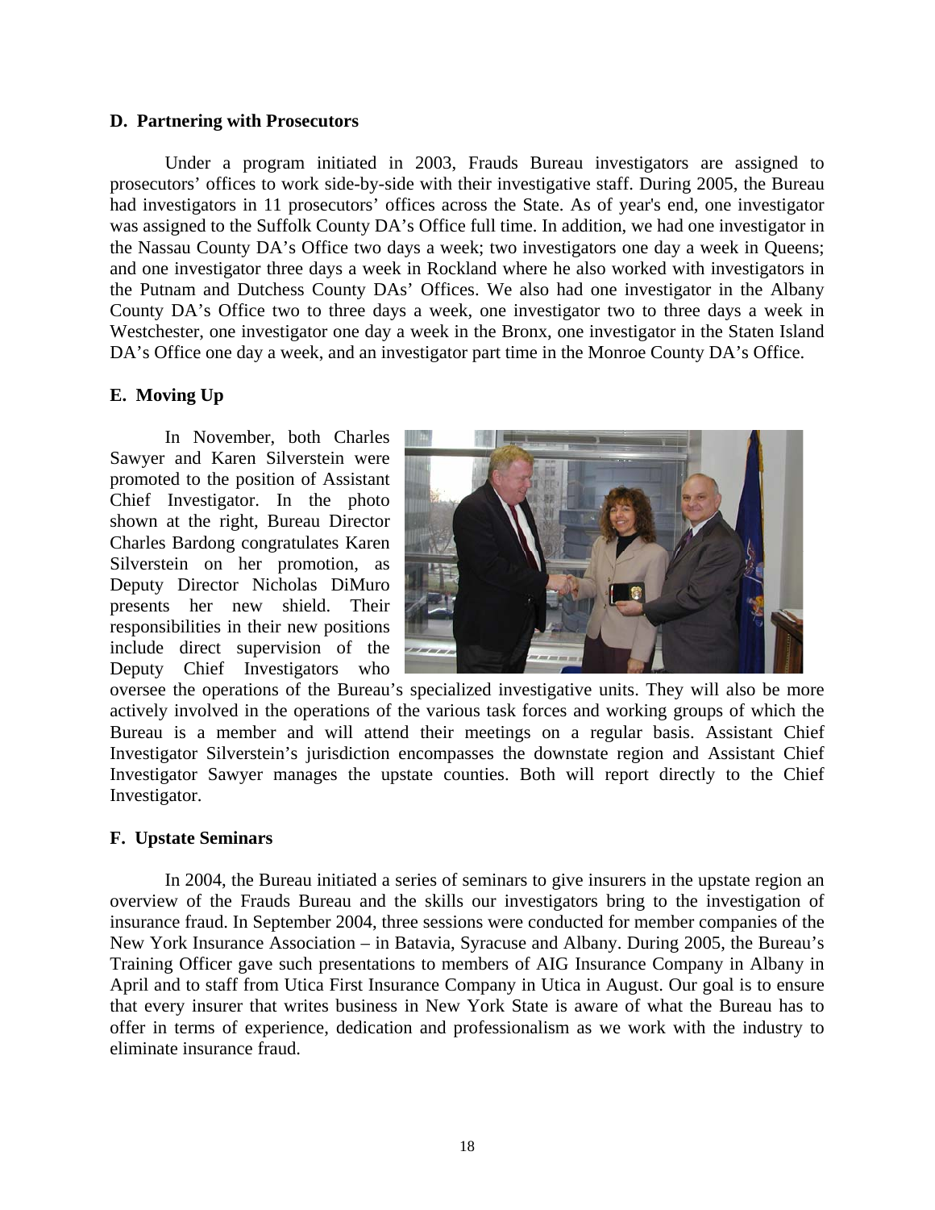**D. Partnering with Prosecutors**

Under a program initiated in 2003, Frauds Bureau investigators are assigned to prosecutors' offices to work side-by-side with their investigative staff. During 2005, the Bureau had investigators in 11 prosecutors' offices across the State. As of year's end, one investigator was assigned to the Suffolk County DA's Office full time. In addition, we had one investigator in the Nassau County DA's Office two days a week; two investigators one day a week in Queens; and one investigator three days a week in Rockland where he also worked with investigators in the Putnam and Dutchess County DAs' Offices. We also had one investigator in the Albany County DA's Office two to three days a week, one investigator two to three days a week in Westchester, one investigator one day a week in the Bronx, one investigator in the Staten Island DA's Office one day a week, and an investigator part time in the Monroe County DA's Office.

**E. Moving Up**

In November, both Charles Sawyer and Karen Silverstein were promoted to the position of Assistant Chief Investigator. In the photo shown at the right, Bureau Director Charles Bardong congratulates Karen Silverstein on her promotion, as Deputy Director Nicholas DiMuro presents her new shield. Their responsibilities in their new positions include direct supervision of the Deputy Chief Investigators who oversee the operations of the Bureau's specialized investigative units. They will also be more actively involved in the operations of the various task forces and working groups of which the Bureau is a member and will attend their meetings on a regular basis. Assistant Chief Investigator Silverstein's jurisdiction encompasses the downstate region and Assistant Chief Investigator Sawyer manages the upstate counties. Both will report directly to the Chief Investigator.

**F. Upstate Seminars**

In 2004, the Bureau initiated a series of seminars to give insurers in the upstate region an overview of the Frauds Bureau and the skills our investigators bring to the investigation of insurance fraud. In September 2004, three sessions were conducted for member companies of the New York Insurance Association – in Batavia, Syracuse and Albany. During 2005, the Bureau's Training Officer gave such presentations to members of AIG Insurance Company in Albany in April and to staff from Utica First Insurance Company in Utica in August. Our goal is to ensure that every insurer that writes business in New York State is aware of what the Bureau has to offer in terms of experience, dedication and professionalism as we work with the industry to eliminate insurance fraud.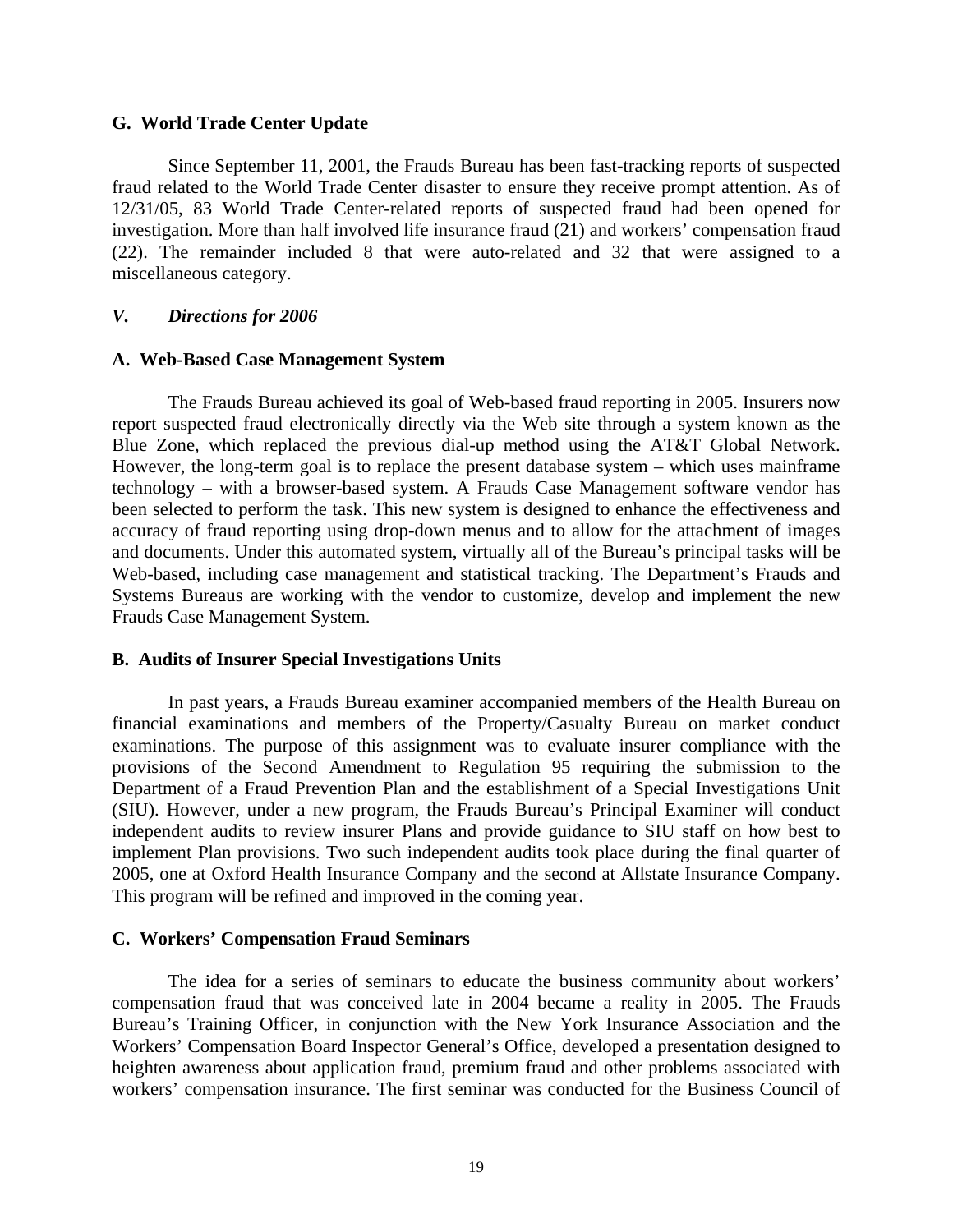### G. World Trade Center Update

Since September 11, 2001, the Frauds Bureau has been fast-tracking reports of suspected fraud related to the World Trade Center disaster to ensure they receive prompt attention. As of 12/31/05, 83 World Trade Center-related reports of suspected fraud had been opened for investigation. More than half involved life insurance fraud (21) and workers' compensation fraud (22). The remainder included 8 that were auto-related and 32 that were assigned to a miscellaneous category.

## *V. Directions for 2006*

### A. Web-Based Case Management System

The Frauds Bureau achieved its goal of Web-based fraud reporting in 2005. Insurers now report suspected fraud electronically directly via the Web site through a system known as the Blue Zone, which replaced the previous dial-up method using the AT&T Global Network. However, the long-term goal is to replace the present database system – which uses mainframe technology – with a browser-based system. A Frauds Case Management software vendor has been selected to perform the task. This new system is designed to enhance the effectiveness and accuracy of fraud reporting using drop-down menus and to allow for the attachment of images and documents. Under this automated system, virtually all of the Bureau's principal tasks will be Web-based, including case management and statistical tracking. The Department's Frauds and Systems Bureaus are working with the vendor to customize, develop and implement the new Frauds Case Management System.

### B. Audits of Insurer Special Investigations Units

In past years, a Frauds Bureau examiner accompanied members of the Health Bureau on financial examinations and members of the Property/Casualty Bureau on market conduct examinations. The purpose of this assignment was to evaluate insurer compliance with the provisions of the Second Amendment to Regulation 95 requiring the submission to the Department of a Fraud Prevention Plan and the establishment of a Special Investigations Unit (SIU). However, under a new program, the Frauds Bureau's Principal Examiner will conduct independent audits to review insurer Plans and provide guidance to SIU staff on how best to implement Plan provisions. Two such independent audits took place during the final quarter of 2005, one at Oxford Health Insurance Company and the second at Allstate Insurance Company. This program will be refined and improved in the coming year.

### C. Workers' Compensation Fraud Seminars

The idea for a series of seminars to educate the business community about workers' compensation fraud that was conceived late in 2004 became a reality in 2005. The Frauds Bureau's Training Officer, in conjunction with the New York Insurance Association and the Workers' Compensation Board Inspector General's Office, developed a presentation designed to heighten awareness about application fraud, premium fraud and other problems associated with workers' compensation insurance. The first seminar was conducted for the Business Council of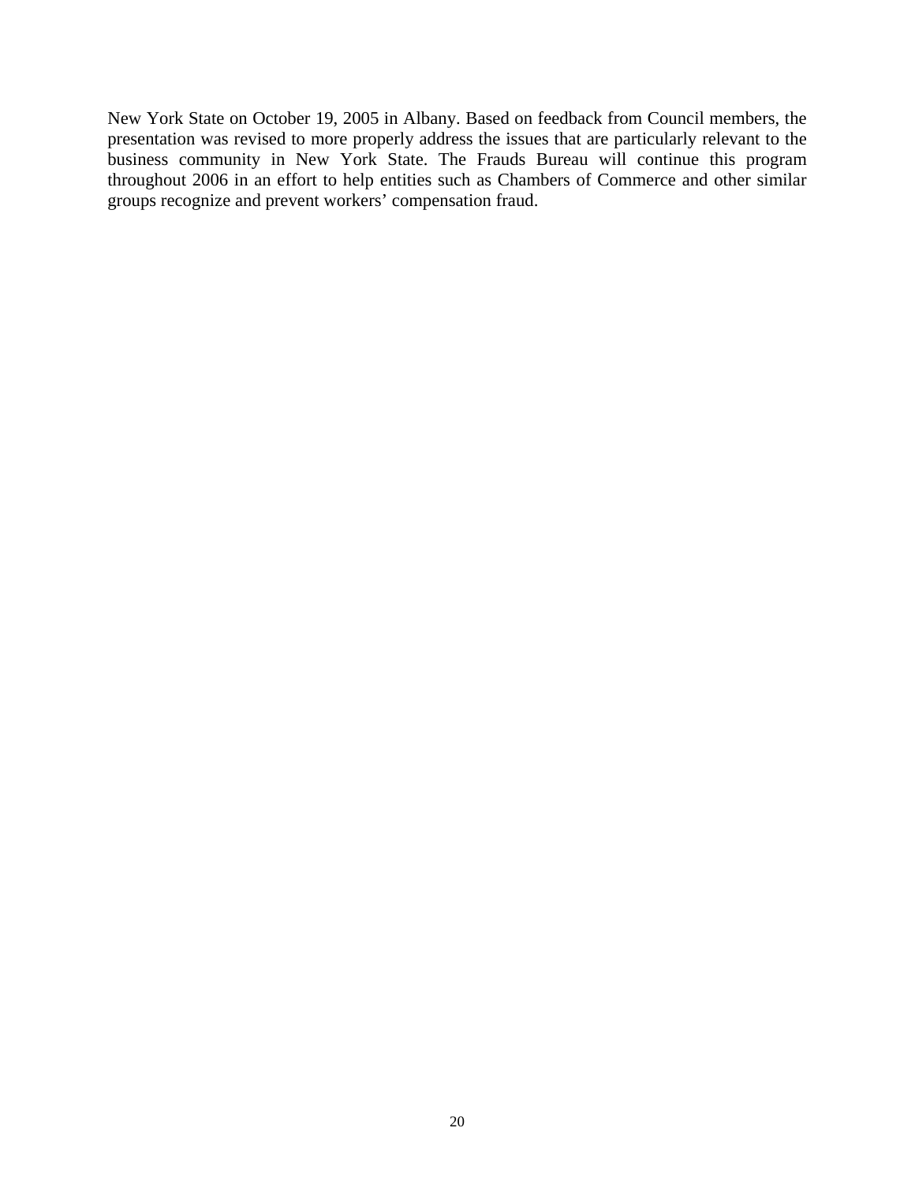New York State on October 19, 2005 in Albany. Based on feedback from Council members, the presentation was revised to more properly address the issues that are particularly relevant to the business community in New York State. The Frauds Bureau will continue this program throughout 2006 in an effort to help entities such as Chambers of Commerce and other similar groups recognize and prevent workers' compensation fraud.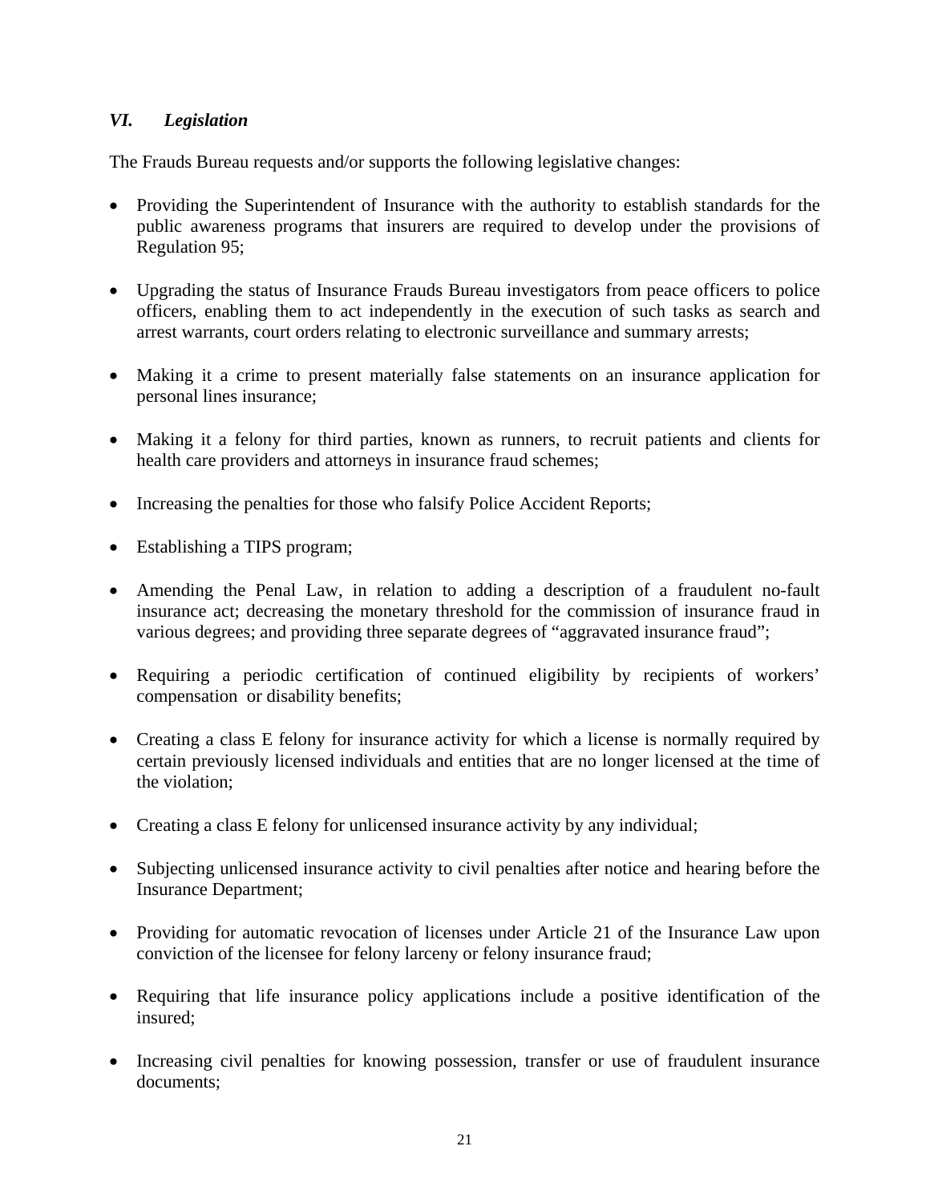## *VI. Legislation*

The Frauds Bureau requests and/or supports the following legislative changes:

- Providing the Superintendent of Insurance with the authority to establish standards for the public awareness programs that insurers are required to develop under the provisions of Regulation 95;
- Upgrading the status of Insurance Frauds Bureau investigators from peace officers to police officers, enabling them to act independently in the execution of such tasks as search and arrest warrants, court orders relating to electronic surveillance and summary arrests;
- Making it a crime to present materially false statements on an insurance application for personal lines insurance;
- Making it a felony for third parties, known as runners, to recruit patients and clients for health care providers and attorneys in insurance fraud schemes;
- Increasing the penalties for those who falsify Police Accident Reports;
- Establishing a TIPS program;
- Amending the Penal Law, in relation to adding a description of a fraudulent no-fault insurance act; decreasing the monetary threshold for the commission of insurance fraud in various degrees; and providing three separate degrees of "aggravated insurance fraud";
- Requiring a periodic certification of continued eligibility by recipients of workers' compensation or disability benefits;
- Creating a class E felony for insurance activity for which a license is normally required by certain previously licensed individuals and entities that are no longer licensed at the time of the violation;
- Creating a class E felony for unlicensed insurance activity by any individual;
- Subjecting unlicensed insurance activity to civil penalties after notice and hearing before the Insurance Department;
- Providing for automatic revocation of licenses under Article 21 of the Insurance Law upon conviction of the licensee for felony larceny or felony insurance fraud;
- Requiring that life insurance policy applications include a positive identification of the insured;
- Increasing civil penalties for knowing possession, transfer or use of fraudulent insurance documents;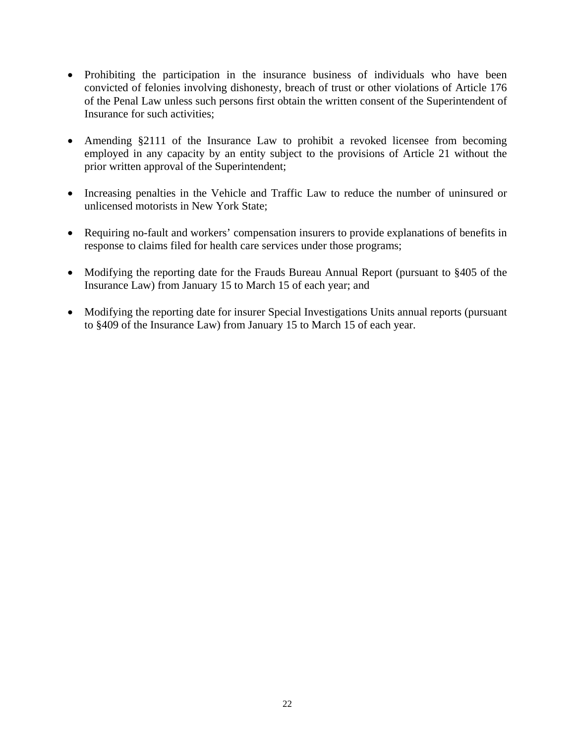- Prohibiting the participation in the insurance business of individuals who have been convicted of felonies involving dishonesty, breach of trust or other violations of Article 176 of the Penal Law unless such persons first obtain the written consent of the Superintendent of Insurance for such activities;

- Amending §2111 of the Insurance Law to prohibit a revoked licensee from becoming employed in any capacity by an entity subject to the provisions of Article 21 without the prior written approval of the Superintendent;

- Increasing penalties in the Vehicle and Traffic Law to reduce the number of uninsured or unlicensed motorists in New York State;

- Requiring no-fault and workers' compensation insurers to provide explanations of benefits in response to claims filed for health care services under those programs;

- Modifying the reporting date for the Frauds Bureau Annual Report (pursuant to §405 of the Insurance Law) from January 15 to March 15 of each year; and

- Modifying the reporting date for insurer Special Investigations Units annual reports (pursuant to §409 of the Insurance Law) from January 15 to March 15 of each year.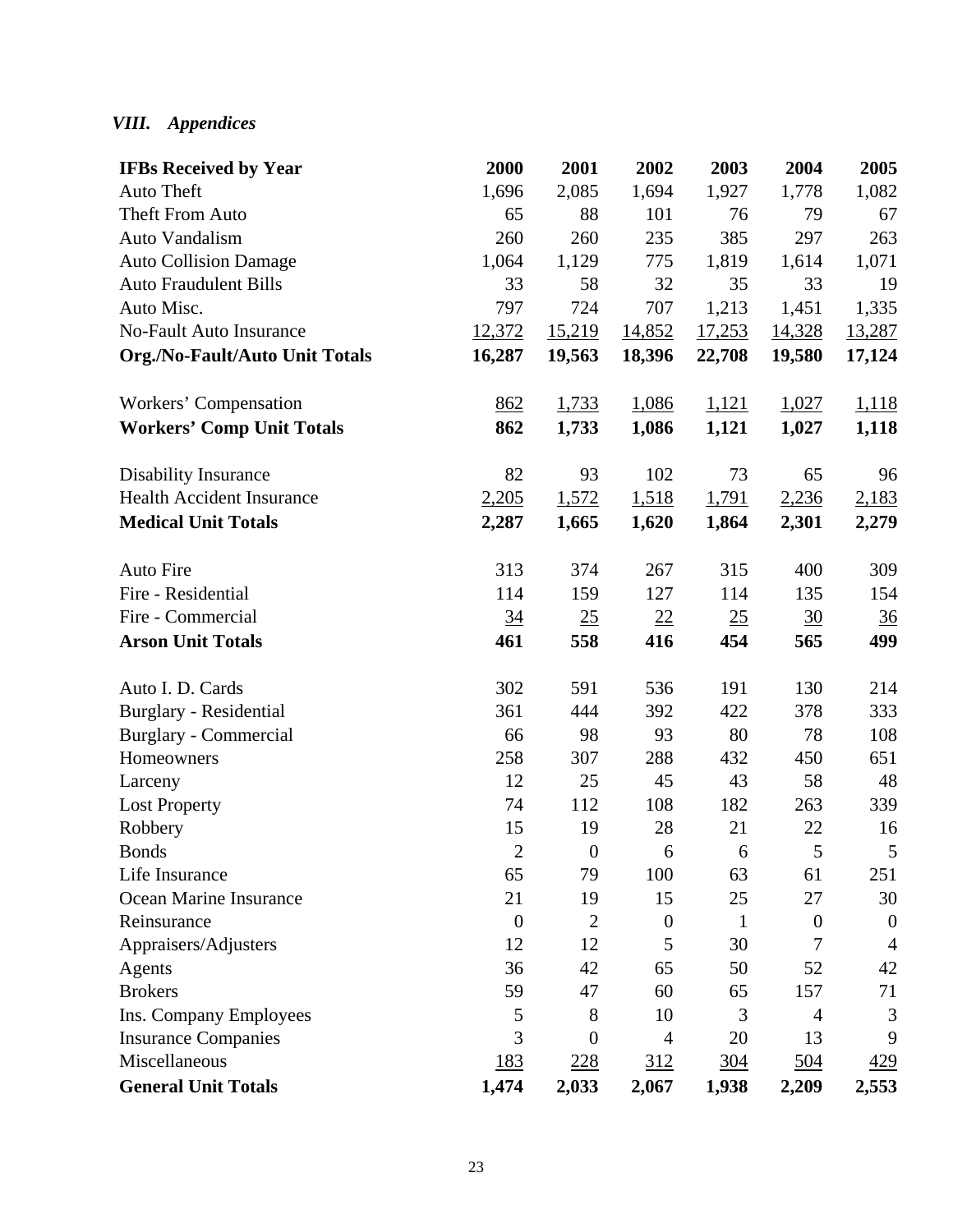## *VIII. Appendices*

| **IFBs Received by Year** | **2000** | **2001** | **2002** | **2003** | **2004** | **2005** |
|---|---|---|---|---|---|---|
| Auto Theft | 1,696 | 2,085 | 1,694 | 1,927 | 1,778 | 1,082 |
| Theft From Auto | 65 | 88 | 101 | 76 | 79 | 67 |
| Auto Vandalism | 260 | 260 | 235 | 385 | 297 | 263 |
| Auto Collision Damage | 1,064 | 1,129 | 775 | 1,819 | 1,614 | 1,071 |
| Auto Fraudulent Bills | 33 | 58 | 32 | 35 | 33 | 19 |
| Auto Misc. | 797 | 724 | 707 | 1,213 | 1,451 | 1,335 |
| No-Fault Auto Insurance | 12,372 | 15,219 | 14,852 | 17,253 | 14,328 | 13,287 |
| **Org./No-Fault/Auto Unit Totals** | **16,287** | **19,563** | **18,396** | **22,708** | **19,580** | **17,124** |
| | | | | | | |
| Workers' Compensation | 862 | 1,733 | 1,086 | 1,121 | 1,027 | 1,118 |
| **Workers' Comp Unit Totals** | **862** | **1,733** | **1,086** | **1,121** | **1,027** | **1,118** |
| | | | | | | |
| Disability Insurance | 82 | 93 | 102 | 73 | 65 | 96 |
| Health Accident Insurance | 2,205 | 1,572 | 1,518 | 1,791 | 2,236 | 2,183 |
| **Medical Unit Totals** | **2,287** | **1,665** | **1,620** | **1,864** | **2,301** | **2,279** |
| | | | | | | |
| Auto Fire | 313 | 374 | 267 | 315 | 400 | 309 |
| Fire - Residential | 114 | 159 | 127 | 114 | 135 | 154 |
| Fire - Commercial | 34 | 25 | 22 | 25 | 30 | 36 |
| **Arson Unit Totals** | **461** | **558** | **416** | **454** | **565** | **499** |
| | | | | | | |
| Auto I. D. Cards | 302 | 591 | 536 | 191 | 130 | 214 |
| Burglary - Residential | 361 | 444 | 392 | 422 | 378 | 333 |
| Burglary - Commercial | 66 | 98 | 93 | 80 | 78 | 108 |
| Homeowners | 258 | 307 | 288 | 432 | 450 | 651 |
| Larceny | 12 | 25 | 45 | 43 | 58 | 48 |
| Lost Property | 74 | 112 | 108 | 182 | 263 | 339 |
| Robbery | 15 | 19 | 28 | 21 | 22 | 16 |
| Bonds | 2 | 0 | 6 | 6 | 5 | 5 |
| Life Insurance | 65 | 79 | 100 | 63 | 61 | 251 |
| Ocean Marine Insurance | 21 | 19 | 15 | 25 | 27 | 30 |
| Reinsurance | 0 | 2 | 0 | 1 | 0 | 0 |
| Appraisers/Adjusters | 12 | 12 | 5 | 30 | 7 | 4 |
| Agents | 36 | 42 | 65 | 50 | 52 | 42 |
| Brokers | 59 | 47 | 60 | 65 | 157 | 71 |
| Ins. Company Employees | 5 | 8 | 10 | 3 | 4 | 3 |
| Insurance Companies | 3 | 0 | 4 | 20 | 13 | 9 |
| Miscellaneous | 183 | 228 | 312 | 304 | 504 | 429 |
| **General Unit Totals** | **1,474** | **2,033** | **2,067** | **1,938** | **2,209** | **2,553** |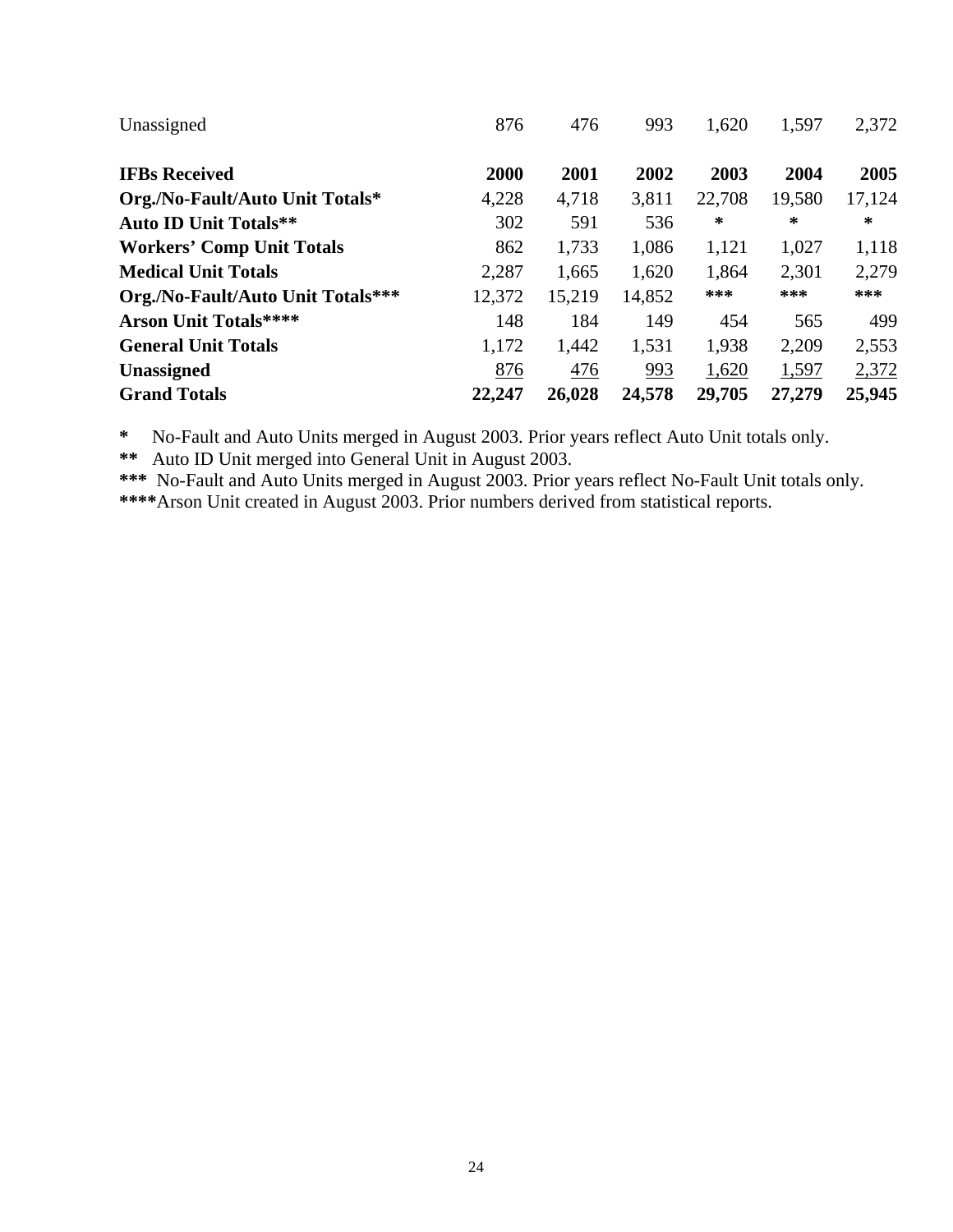| | | | | | | |
|---|---|---|---|---|---|---|
| Unassigned | 876 | 476 | 993 | 1,620 | 1,597 | 2,372 |

| **IFBs Received** | **2000** | **2001** | **2002** | **2003** | **2004** | **2005** |
|---|---|---|---|---|---|---|
| **Org./No-Fault/Auto Unit Totals*** | 4,228 | 4,718 | 3,811 | 22,708 | 19,580 | 17,124 |
| **Auto ID Unit Totals**** | 302 | 591 | 536 | * | * | * |
| **Workers' Comp Unit Totals** | 862 | 1,733 | 1,086 | 1,121 | 1,027 | 1,118 |
| **Medical Unit Totals** | 2,287 | 1,665 | 1,620 | 1,864 | 2,301 | 2,279 |
| **Org./No-Fault/Auto Unit Totals***** | 12,372 | 15,219 | 14,852 | *** | *** | *** |
| **Arson Unit Totals****** | 148 | 184 | 149 | 454 | 565 | 499 |
| **General Unit Totals** | 1,172 | 1,442 | 1,531 | 1,938 | 2,209 | 2,553 |
| **Unassigned** | 876 | 476 | 993 | 1,620 | 1,597 | 2,372 |
| **Grand Totals** | **22,247** | **26,028** | **24,578** | **29,705** | **27,279** | **25,945** |

**\*** No-Fault and Auto Units merged in August 2003. Prior years reflect Auto Unit totals only.
**\*\*** Auto ID Unit merged into General Unit in August 2003.
**\*\*\*** No-Fault and Auto Units merged in August 2003. Prior years reflect No-Fault Unit totals only.
**\*\*\*\***Arson Unit created in August 2003. Prior numbers derived from statistical reports.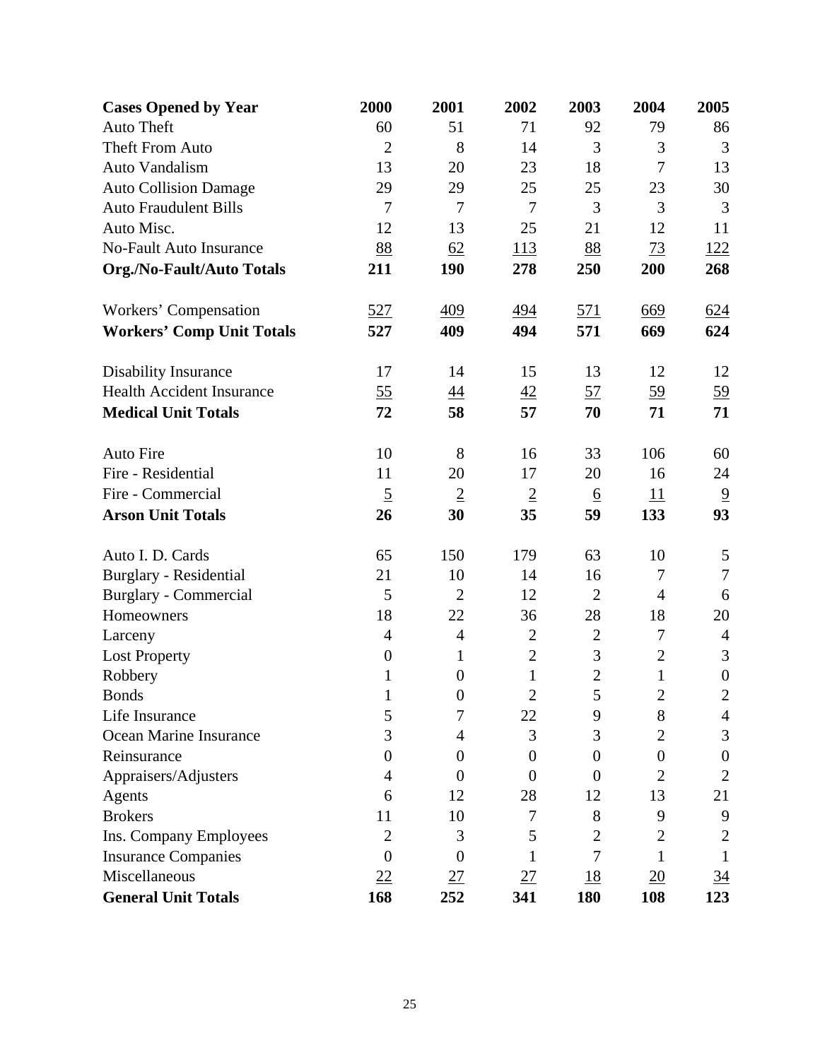| Cases Opened by Year | 2000 | 2001 | 2002 | 2003 | 2004 | 2005 |
|---|---|---|---|---|---|---|
| Auto Theft | 60 | 51 | 71 | 92 | 79 | 86 |
| Theft From Auto | 2 | 8 | 14 | 3 | 3 | 3 |
| Auto Vandalism | 13 | 20 | 23 | 18 | 7 | 13 |
| Auto Collision Damage | 29 | 29 | 25 | 25 | 23 | 30 |
| Auto Fraudulent Bills | 7 | 7 | 7 | 3 | 3 | 3 |
| Auto Misc. | 12 | 13 | 25 | 21 | 12 | 11 |
| No-Fault Auto Insurance | 88 | 62 | 113 | 88 | 73 | 122 |
| **Org./No-Fault/Auto Totals** | **211** | **190** | **278** | **250** | **200** | **268** |
| | | | | | | |
| Workers' Compensation | 527 | 409 | 494 | 571 | 669 | 624 |
| **Workers' Comp Unit Totals** | **527** | **409** | **494** | **571** | **669** | **624** |
| | | | | | | |
| Disability Insurance | 17 | 14 | 15 | 13 | 12 | 12 |
| Health Accident Insurance | 55 | 44 | 42 | 57 | 59 | 59 |
| **Medical Unit Totals** | **72** | **58** | **57** | **70** | **71** | **71** |
| | | | | | | |
| Auto Fire | 10 | 8 | 16 | 33 | 106 | 60 |
| Fire - Residential | 11 | 20 | 17 | 20 | 16 | 24 |
| Fire - Commercial | 5 | 2 | 2 | 6 | 11 | 9 |
| **Arson Unit Totals** | **26** | **30** | **35** | **59** | **133** | **93** |
| | | | | | | |
| Auto I. D. Cards | 65 | 150 | 179 | 63 | 10 | 5 |
| Burglary - Residential | 21 | 10 | 14 | 16 | 7 | 7 |
| Burglary - Commercial | 5 | 2 | 12 | 2 | 4 | 6 |
| Homeowners | 18 | 22 | 36 | 28 | 18 | 20 |
| Larceny | 4 | 4 | 2 | 2 | 7 | 4 |
| Lost Property | 0 | 1 | 2 | 3 | 2 | 3 |
| Robbery | 1 | 0 | 1 | 2 | 1 | 0 |
| Bonds | 1 | 0 | 2 | 5 | 2 | 2 |
| Life Insurance | 5 | 7 | 22 | 9 | 8 | 4 |
| Ocean Marine Insurance | 3 | 4 | 3 | 3 | 2 | 3 |
| Reinsurance | 0 | 0 | 0 | 0 | 0 | 0 |
| Appraisers/Adjusters | 4 | 0 | 0 | 0 | 2 | 2 |
| Agents | 6 | 12 | 28 | 12 | 13 | 21 |
| Brokers | 11 | 10 | 7 | 8 | 9 | 9 |
| Ins. Company Employees | 2 | 3 | 5 | 2 | 2 | 2 |
| Insurance Companies | 0 | 0 | 1 | 7 | 1 | 1 |
| Miscellaneous | 22 | 27 | 27 | 18 | 20 | 34 |
| **General Unit Totals** | **168** | **252** | **341** | **180** | **108** | **123** |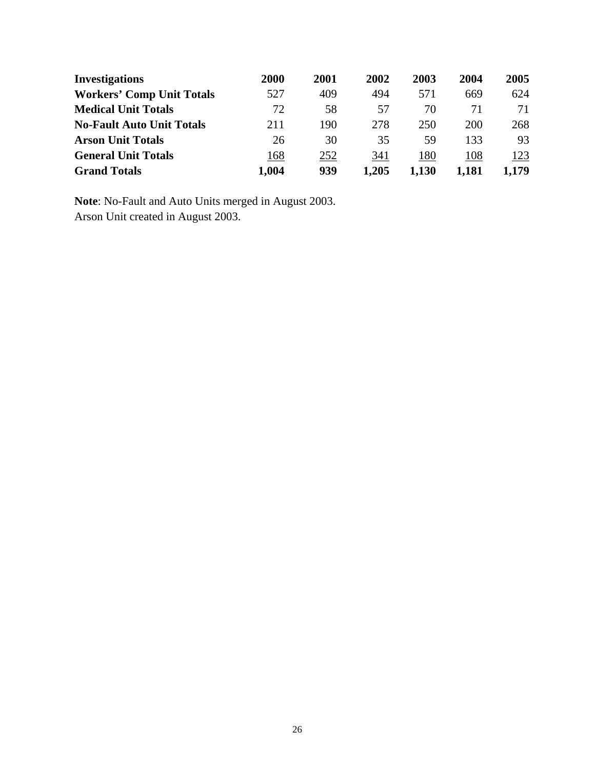| **Investigations** | **2000** | **2001** | **2002** | **2003** | **2004** | **2005** |
|---|---|---|---|---|---|---|
| **Workers' Comp Unit Totals** | 527 | 409 | 494 | 571 | 669 | 624 |
| **Medical Unit Totals** | 72 | 58 | 57 | 70 | 71 | 71 |
| **No-Fault Auto Unit Totals** | 211 | 190 | 278 | 250 | 200 | 268 |
| **Arson Unit Totals** | 26 | 30 | 35 | 59 | 133 | 93 |
| **General Unit Totals** | 168 | 252 | 341 | 180 | 108 | 123 |
| **Grand Totals** | **1,004** | **939** | **1,205** | **1,130** | **1,181** | **1,179** |

**Note**: No-Fault and Auto Units merged in August 2003.
Arson Unit created in August 2003.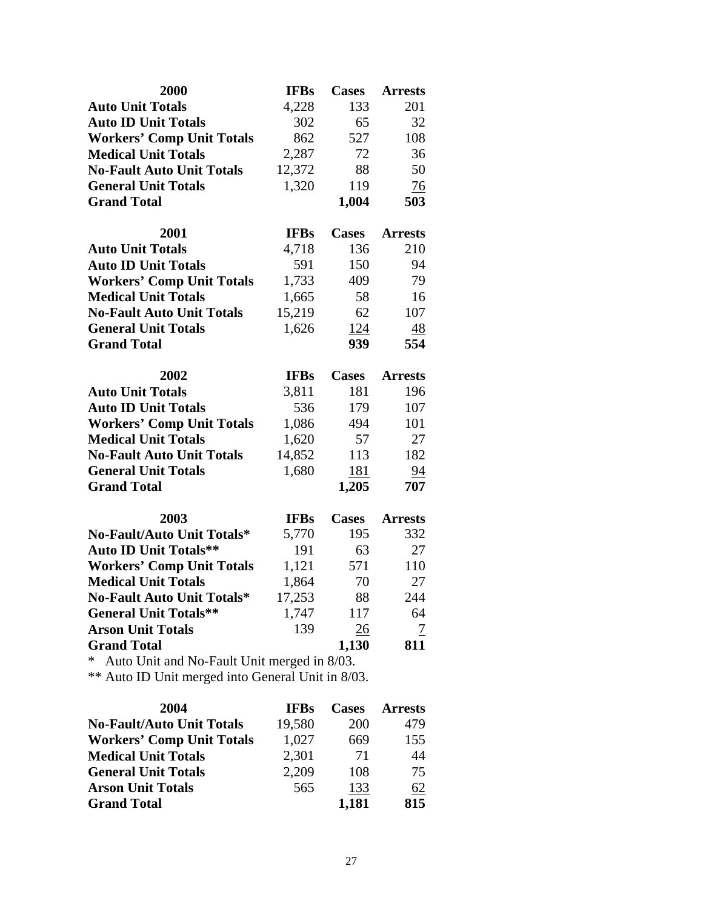| 2000 | IFBs | Cases | Arrests |
|---|---|---|---|
| **Auto Unit Totals** | 4,228 | 133 | 201 |
| **Auto ID Unit Totals** | 302 | 65 | 32 |
| **Workers' Comp Unit Totals** | 862 | 527 | 108 |
| **Medical Unit Totals** | 2,287 | 72 | 36 |
| **No-Fault Auto Unit Totals** | 12,372 | 88 | 50 |
| **General Unit Totals** | 1,320 | 119 | 76 |
| **Grand Total** | | **1,004** | **503** |

| 2001 | IFBs | Cases | Arrests |
|---|---|---|---|
| **Auto Unit Totals** | 4,718 | 136 | 210 |
| **Auto ID Unit Totals** | 591 | 150 | 94 |
| **Workers' Comp Unit Totals** | 1,733 | 409 | 79 |
| **Medical Unit Totals** | 1,665 | 58 | 16 |
| **No-Fault Auto Unit Totals** | 15,219 | 62 | 107 |
| **General Unit Totals** | 1,626 | 124 | 48 |
| **Grand Total** | | **939** | **554** |

| 2002 | IFBs | Cases | Arrests |
|---|---|---|---|
| **Auto Unit Totals** | 3,811 | 181 | 196 |
| **Auto ID Unit Totals** | 536 | 179 | 107 |
| **Workers' Comp Unit Totals** | 1,086 | 494 | 101 |
| **Medical Unit Totals** | 1,620 | 57 | 27 |
| **No-Fault Auto Unit Totals** | 14,852 | 113 | 182 |
| **General Unit Totals** | 1,680 | 181 | 94 |
| **Grand Total** | | **1,205** | **707** |

| 2003 | IFBs | Cases | Arrests |
|---|---|---|---|
| **No-Fault/Auto Unit Totals*** | 5,770 | 195 | 332 |
| **Auto ID Unit Totals**** | 191 | 63 | 27 |
| **Workers' Comp Unit Totals** | 1,121 | 571 | 110 |
| **Medical Unit Totals** | 1,864 | 70 | 27 |
| **No-Fault Auto Unit Totals*** | 17,253 | 88 | 244 |
| **General Unit Totals**** | 1,747 | 117 | 64 |
| **Arson Unit Totals** | 139 | 26 | 7 |
| **Grand Total** | | **1,130** | **811** |

\* Auto Unit and No-Fault Unit merged in 8/03.

** Auto ID Unit merged into General Unit in 8/03.

| 2004 | IFBs | Cases | Arrests |
|---|---|---|---|
| **No-Fault/Auto Unit Totals** | 19,580 | 200 | 479 |
| **Workers' Comp Unit Totals** | 1,027 | 669 | 155 |
| **Medical Unit Totals** | 2,301 | 71 | 44 |
| **General Unit Totals** | 2,209 | 108 | 75 |
| **Arson Unit Totals** | 565 | 133 | 62 |
| **Grand Total** | | **1,181** | **815** |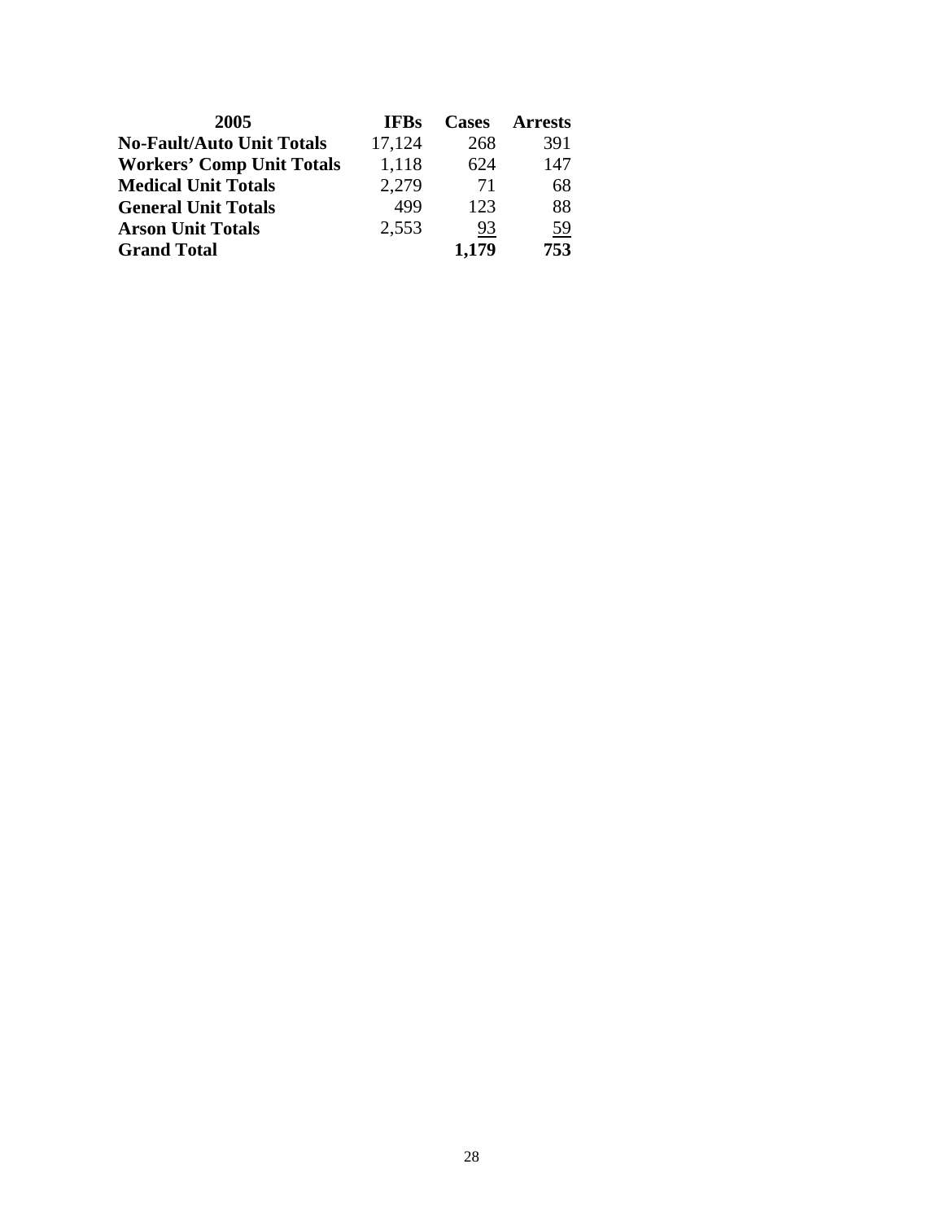| 2005 | IFBs | Cases | Arrests |
|---|---|---|---|
| **No-Fault/Auto Unit Totals** | 17,124 | 268 | 391 |
| **Workers' Comp Unit Totals** | 1,118 | 624 | 147 |
| **Medical Unit Totals** | 2,279 | 71 | 68 |
| **General Unit Totals** | 499 | 123 | 88 |
| **Arson Unit Totals** | 2,553 | 93 | 59 |
| **Grand Total** | | **1,179** | **753** |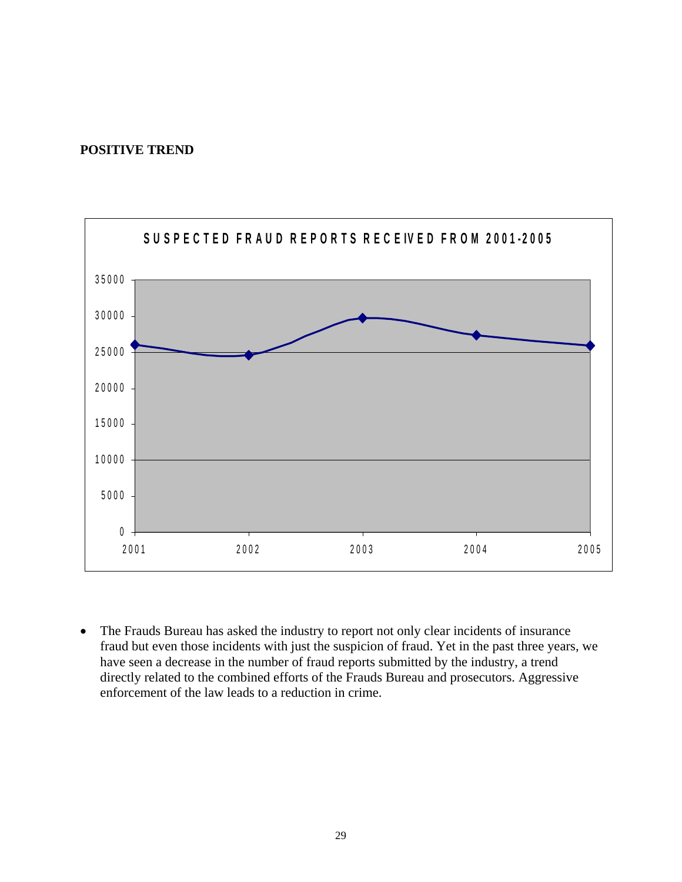**POSITIVE TREND**

SUSPECTED FRAUD REPORTS RECEIVED FROM 2001-2005

35000
30000
25000
20000
15000
10000
5000
0

2001
2002
2003
2004
2005

- The Frauds Bureau has asked the industry to report not only clear incidents of insurance fraud but even those incidents with just the suspicion of fraud. Yet in the past three years, we have seen a decrease in the number of fraud reports submitted by the industry, a trend directly related to the combined efforts of the Frauds Bureau and prosecutors. Aggressive enforcement of the law leads to a reduction in crime.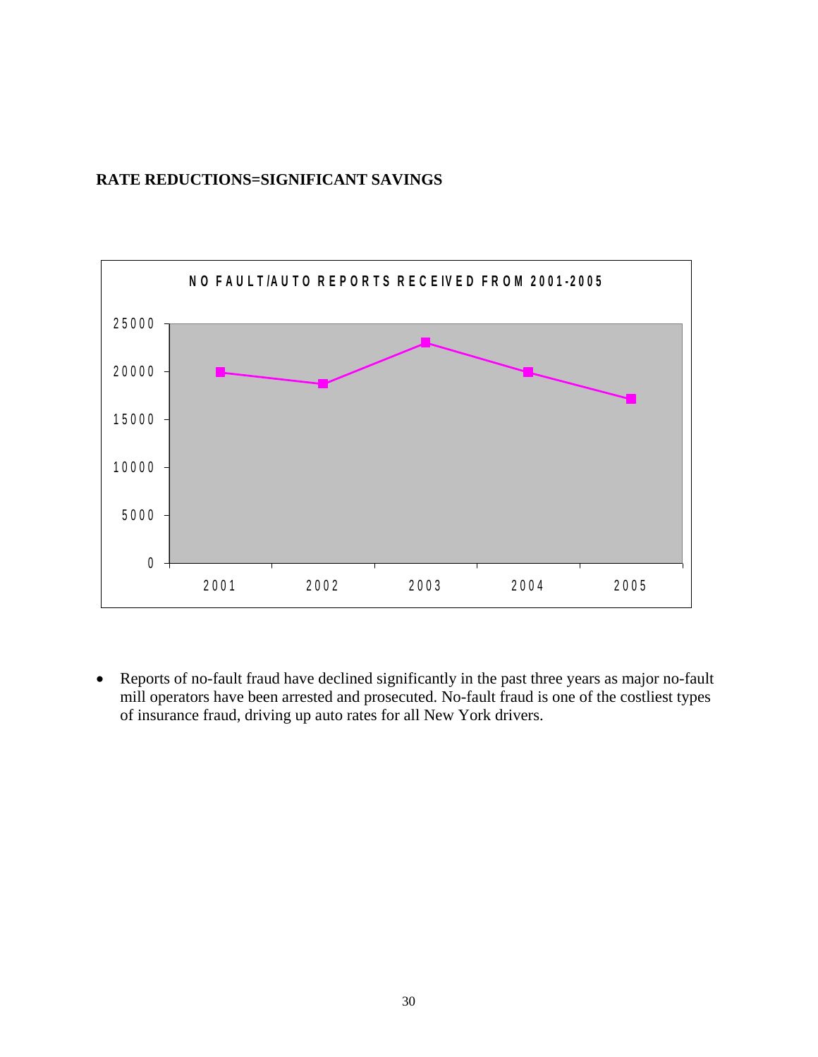**RATE REDUCTIONS=SIGNIFICANT SAVINGS**

NO FAULT/AUTO REPORTS RECEIVED FROM 2001-2005

25000
20000
15000
10000
5000
0

2001 2002 2003 2004 2005

- Reports of no-fault fraud have declined significantly in the past three years as major no-fault mill operators have been arrested and prosecuted. No-fault fraud is one of the costliest types of insurance fraud, driving up auto rates for all New York drivers.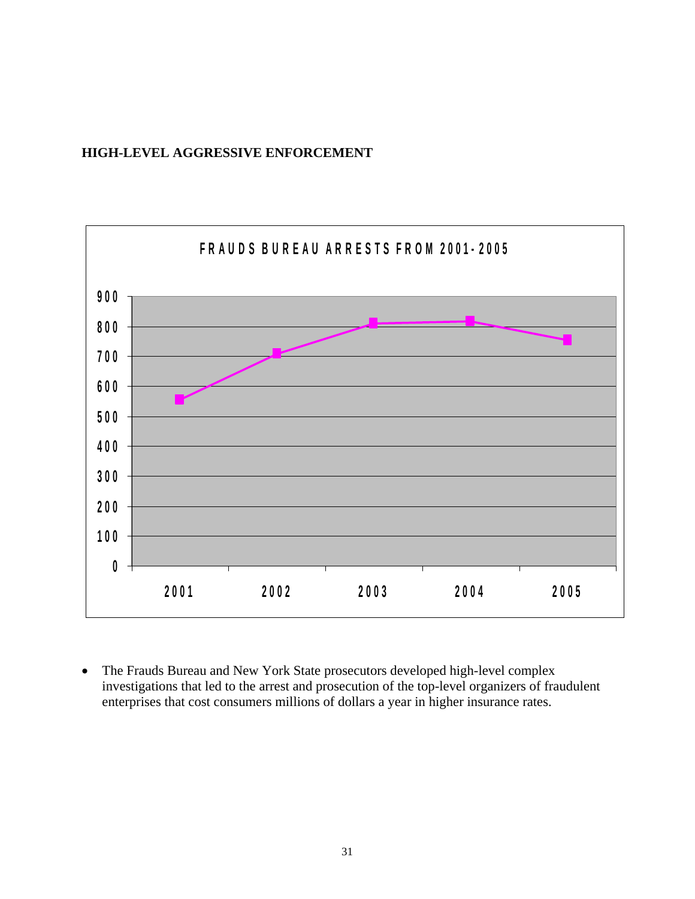## HIGH-LEVEL AGGRESSIVE ENFORCEMENT

FRAUDS BUREAU ARRESTS FROM 2001-2005

900
800
700
600
500
400
300
200
100
0

2001 2002 2003 2004 2005

- The Frauds Bureau and New York State prosecutors developed high-level complex investigations that led to the arrest and prosecution of the top-level organizers of fraudulent enterprises that cost consumers millions of dollars a year in higher insurance rates.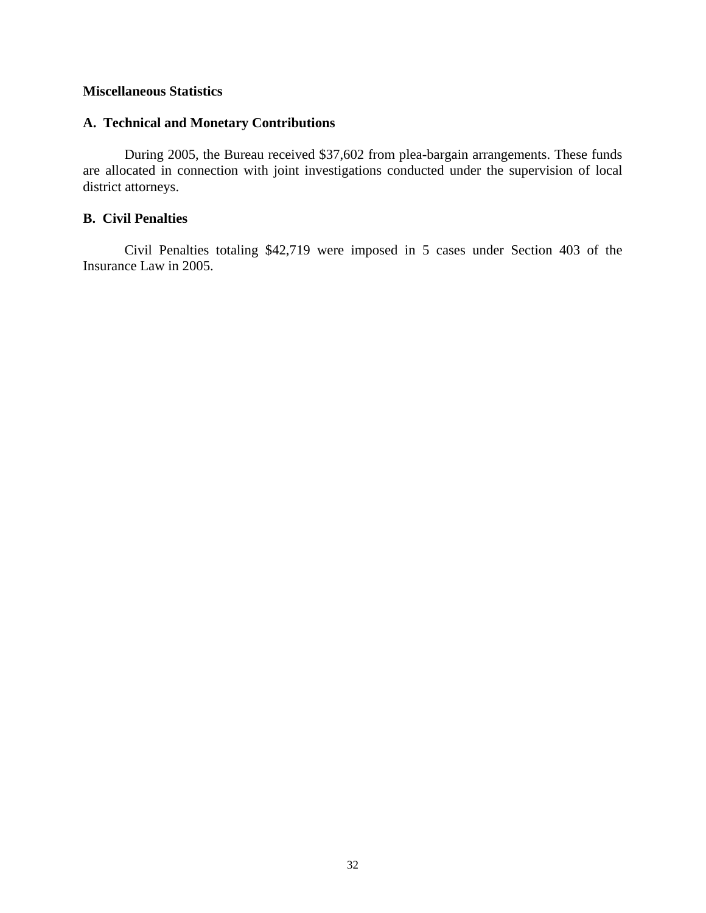**Miscellaneous Statistics**

**A. Technical and Monetary Contributions**

During 2005, the Bureau received $37,602 from plea-bargain arrangements. These funds are allocated in connection with joint investigations conducted under the supervision of local district attorneys.

**B. Civil Penalties**

Civil Penalties totaling $42,719 were imposed in 5 cases under Section 403 of the Insurance Law in 2005.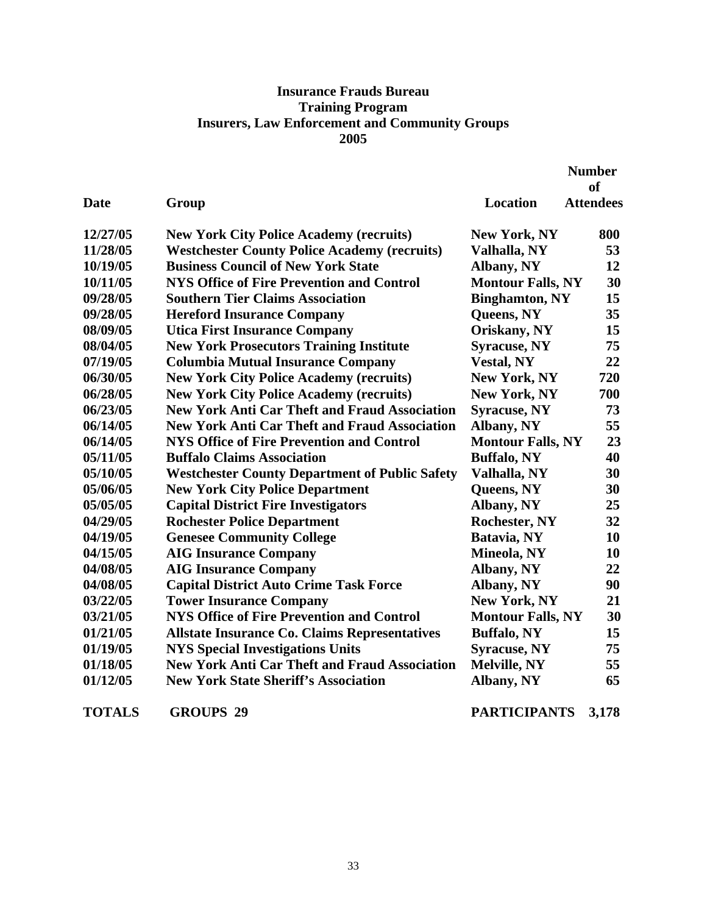# Insurance Frauds Bureau
## Training Program
## Insurers, Law Enforcement and Community Groups
## 2005

| Date | Group | Location | Number of Attendees |
|---|---|---|---|
| 12/27/05 | New York City Police Academy (recruits) | New York, NY | 800 |
| 11/28/05 | Westchester County Police Academy (recruits) | Valhalla, NY | 53 |
| 10/19/05 | Business Council of New York State | Albany, NY | 12 |
| 10/11/05 | NYS Office of Fire Prevention and Control | Montour Falls, NY | 30 |
| 09/28/05 | Southern Tier Claims Association | Binghamton, NY | 15 |
| 09/28/05 | Hereford Insurance Company | Queens, NY | 35 |
| 08/09/05 | Utica First Insurance Company | Oriskany, NY | 15 |
| 08/04/05 | New York Prosecutors Training Institute | Syracuse, NY | 75 |
| 07/19/05 | Columbia Mutual Insurance Company | Vestal, NY | 22 |
| 06/30/05 | New York City Police Academy (recruits) | New York, NY | 720 |
| 06/28/05 | New York City Police Academy (recruits) | New York, NY | 700 |
| 06/23/05 | New York Anti Car Theft and Fraud Association | Syracuse, NY | 73 |
| 06/14/05 | New York Anti Car Theft and Fraud Association | Albany, NY | 55 |
| 06/14/05 | NYS Office of Fire Prevention and Control | Montour Falls, NY | 23 |
| 05/11/05 | Buffalo Claims Association | Buffalo, NY | 40 |
| 05/10/05 | Westchester County Department of Public Safety | Valhalla, NY | 30 |
| 05/06/05 | New York City Police Department | Queens, NY | 30 |
| 05/05/05 | Capital District Fire Investigators | Albany, NY | 25 |
| 04/29/05 | Rochester Police Department | Rochester, NY | 32 |
| 04/19/05 | Genesee Community College | Batavia, NY | 10 |
| 04/15/05 | AIG Insurance Company | Mineola, NY | 10 |
| 04/08/05 | AIG Insurance Company | Albany, NY | 22 |
| 04/08/05 | Capital District Auto Crime Task Force | Albany, NY | 90 |
| 03/22/05 | Tower Insurance Company | New York, NY | 21 |
| 03/21/05 | NYS Office of Fire Prevention and Control | Montour Falls, NY | 30 |
| 01/21/05 | Allstate Insurance Co. Claims Representatives | Buffalo, NY | 15 |
| 01/19/05 | NYS Special Investigations Units | Syracuse, NY | 75 |
| 01/18/05 | New York Anti Car Theft and Fraud Association | Melville, NY | 55 |
| 01/12/05 | New York State Sheriff's Association | Albany, NY | 65 |
| **TOTALS** | **GROUPS 29** | **PARTICIPANTS** | **3,178** |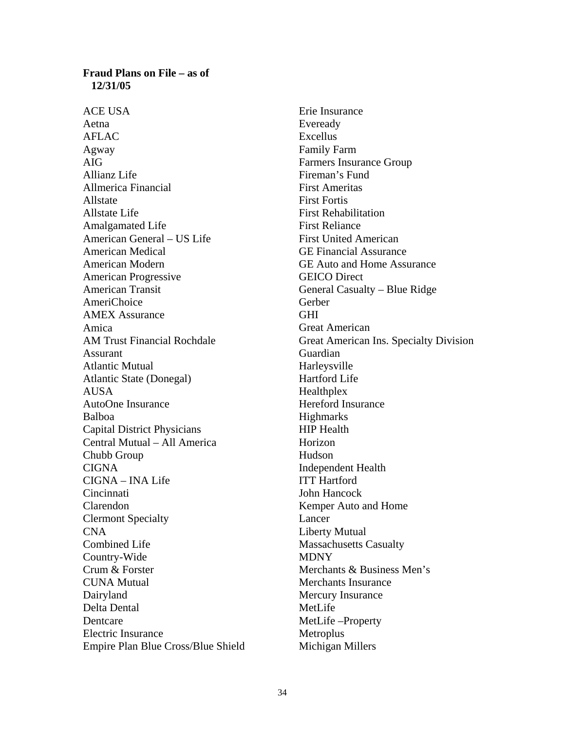**Fraud Plans on File – as of 12/31/05**

ACE USA
Aetna
AFLAC
Agway
AIG
Allianz Life
Allmerica Financial
Allstate
Allstate Life
Amalgamated Life
American General – US Life
American Medical
American Modern
American Progressive
American Transit
AmeriChoice
AMEX Assurance
Amica
AM Trust Financial Rochdale
Assurant
Atlantic Mutual
Atlantic State (Donegal)
AUSA
AutoOne Insurance
Balboa
Capital District Physicians
Central Mutual – All America
Chubb Group
CIGNA
CIGNA – INA Life
Cincinnati
Clarendon
Clermont Specialty
CNA
Combined Life
Country-Wide
Crum & Forster
CUNA Mutual
Dairyland
Delta Dental
Dentcare
Electric Insurance
Empire Plan Blue Cross/Blue Shield
Erie Insurance
Eveready
Excellus
Family Farm
Farmers Insurance Group
Fireman's Fund
First Ameritas
First Fortis
First Rehabilitation
First Reliance
First United American
GE Financial Assurance
GE Auto and Home Assurance
GEICO Direct
General Casualty – Blue Ridge
Gerber
GHI
Great American
Great American Ins. Specialty Division
Guardian
Harleysville
Hartford Life
Healthplex
Hereford Insurance
Highmarks
HIP Health
Horizon
Hudson
Independent Health
ITT Hartford
John Hancock
Kemper Auto and Home
Lancer
Liberty Mutual
Massachusetts Casualty
MDNY
Merchants & Business Men's
Merchants Insurance
Mercury Insurance
MetLife
MetLife –Property
Metroplus
Michigan Millers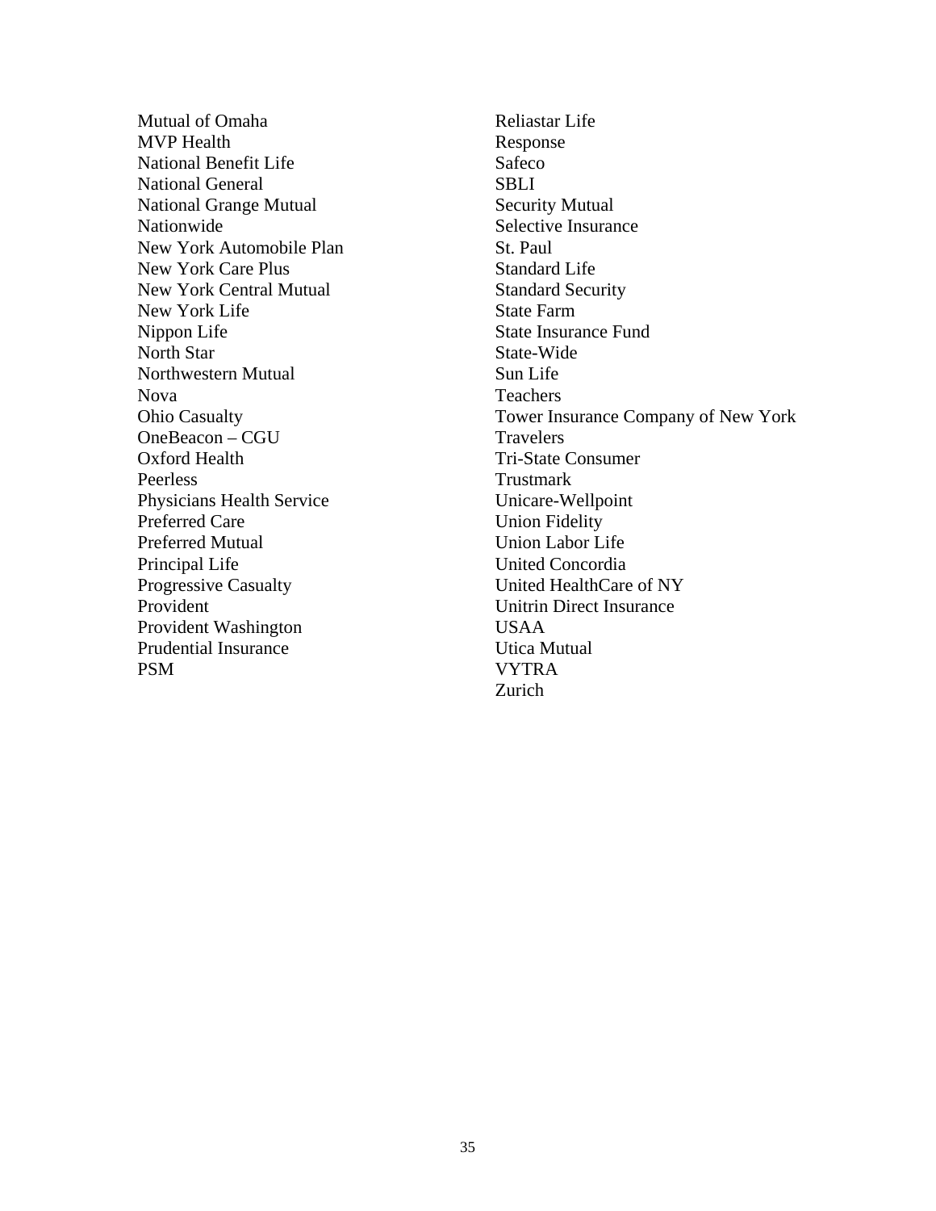Mutual of Omaha
MVP Health
National Benefit Life
National General
National Grange Mutual
Nationwide
New York Automobile Plan
New York Care Plus
New York Central Mutual
New York Life
Nippon Life
North Star
Northwestern Mutual
Nova
Ohio Casualty
OneBeacon – CGU
Oxford Health
Peerless
Physicians Health Service
Preferred Care
Preferred Mutual
Principal Life
Progressive Casualty
Provident
Provident Washington
Prudential Insurance
PSM
Reliastar Life
Response
Safeco
SBLI
Security Mutual
Selective Insurance
St. Paul
Standard Life
Standard Security
State Farm
State Insurance Fund
State-Wide
Sun Life
Teachers
Tower Insurance Company of New York
Travelers
Tri-State Consumer
Trustmark
Unicare-Wellpoint
Union Fidelity
Union Labor Life
United Concordia
United HealthCare of NY
Unitrin Direct Insurance
USAA
Utica Mutual
VYTRA
Zurich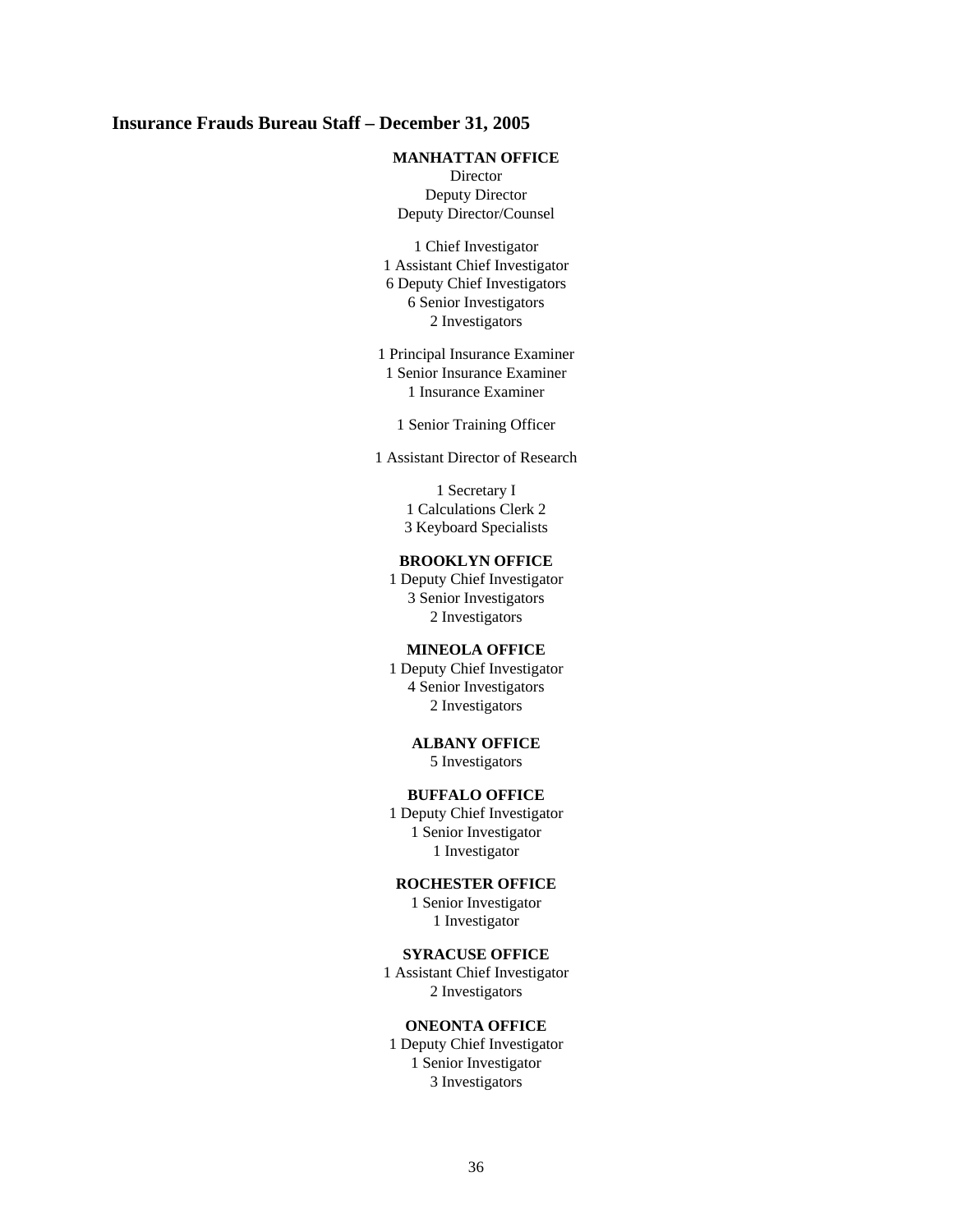## Insurance Frauds Bureau Staff – December 31, 2005

**MANHATTAN OFFICE**

Director
Deputy Director
Deputy Director/Counsel

1 Chief Investigator
1 Assistant Chief Investigator
6 Deputy Chief Investigators
6 Senior Investigators
2 Investigators

1 Principal Insurance Examiner
1 Senior Insurance Examiner
1 Insurance Examiner

1 Senior Training Officer

1 Assistant Director of Research

1 Secretary I
1 Calculations Clerk 2
3 Keyboard Specialists

**BROOKLYN OFFICE**

1 Deputy Chief Investigator
3 Senior Investigators
2 Investigators

**MINEOLA OFFICE**

1 Deputy Chief Investigator
4 Senior Investigators
2 Investigators

**ALBANY OFFICE**

5 Investigators

**BUFFALO OFFICE**

1 Deputy Chief Investigator
1 Senior Investigator
1 Investigator

**ROCHESTER OFFICE**

1 Senior Investigator
1 Investigator

**SYRACUSE OFFICE**

1 Assistant Chief Investigator
2 Investigators

**ONEONTA OFFICE**

1 Deputy Chief Investigator
1 Senior Investigator
3 Investigators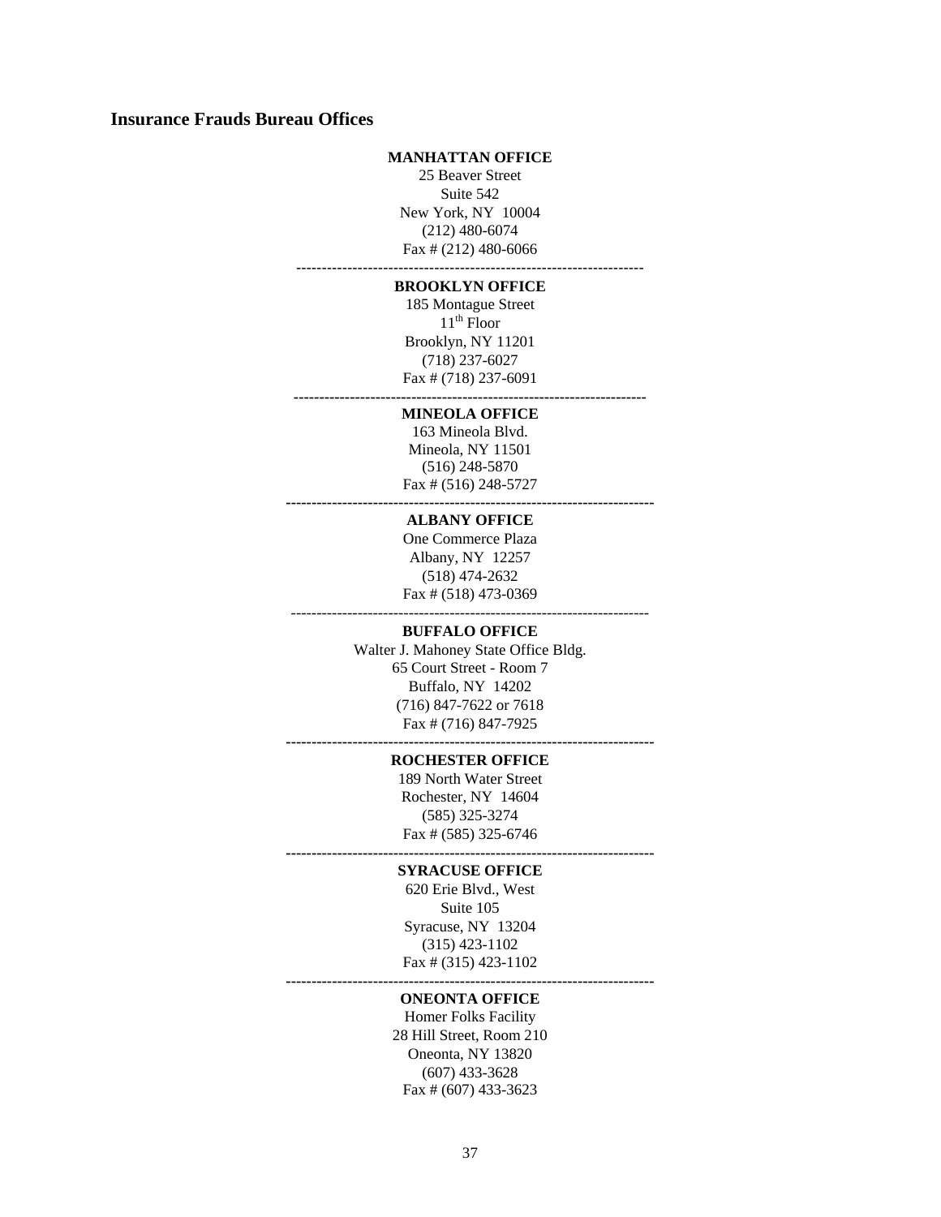## Insurance Frauds Bureau Offices

**MANHATTAN OFFICE**
25 Beaver Street
Suite 542
New York, NY 10004
(212) 480-6074
Fax # (212) 480-6066

---

**BROOKLYN OFFICE**
185 Montague Street
11th Floor
Brooklyn, NY 11201
(718) 237-6027
Fax # (718) 237-6091

---

**MINEOLA OFFICE**
163 Mineola Blvd.
Mineola, NY 11501
(516) 248-5870
Fax # (516) 248-5727

---

**ALBANY OFFICE**
One Commerce Plaza
Albany, NY 12257
(518) 474-2632
Fax # (518) 473-0369

---

**BUFFALO OFFICE**
Walter J. Mahoney State Office Bldg.
65 Court Street - Room 7
Buffalo, NY 14202
(716) 847-7622 or 7618
Fax # (716) 847-7925

---

**ROCHESTER OFFICE**
189 North Water Street
Rochester, NY 14604
(585) 325-3274
Fax # (585) 325-6746

---

**SYRACUSE OFFICE**
620 Erie Blvd., West
Suite 105
Syracuse, NY 13204
(315) 423-1102
Fax # (315) 423-1102

---

**ONEONTA OFFICE**
Homer Folks Facility
28 Hill Street, Room 210
Oneonta, NY 13820
(607) 433-3628
Fax # (607) 433-3623